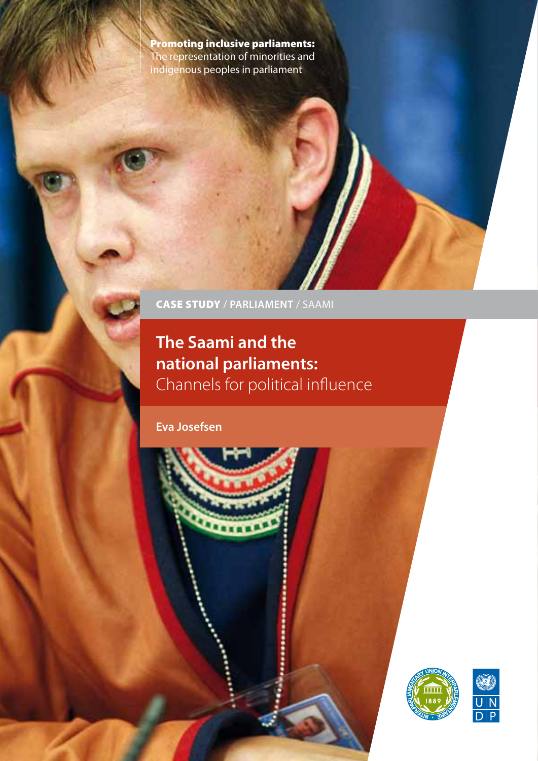**Promoting inclusive parliaments:** The representation of minorities and indigenous peoples in parliament

**CASE STUDY** / **PARLIAMENT** / SAAMI

# The Saami and the national parliaments: Channels for political influence

**Eva Josefsen**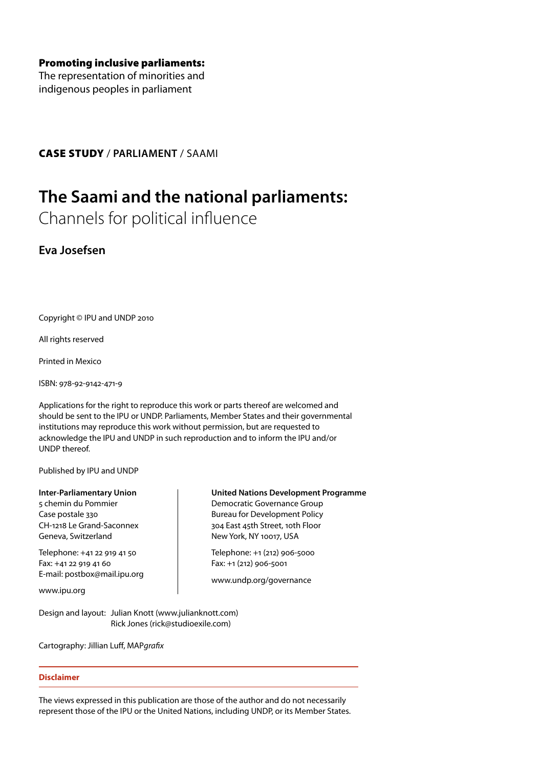**Promoting inclusive parliaments:**
The representation of minorities and indigenous peoples in parliament

**CASE STUDY** / PARLIAMENT / SAAMI

# The Saami and the national parliaments:

## Channels for political influence

**Eva Josefsen**

Copyright © IPU and UNDP 2010

All rights reserved

Printed in Mexico

ISBN: 978-92-9142-471-9

Applications for the right to reproduce this work or parts thereof are welcomed and should be sent to the IPU or UNDP. Parliaments, Member States and their governmental institutions may reproduce this work without permission, but are requested to acknowledge the IPU and UNDP in such reproduction and to inform the IPU and/or UNDP thereof.

Published by IPU and UNDP

**Inter-Parliamentary Union**
5 chemin du Pommier
Case postale 330
CH-1218 Le Grand-Saconnex
Geneva, Switzerland

Telephone: +41 22 919 41 50
Fax: +41 22 919 41 60
E-mail: postbox@mail.ipu.org

www.ipu.org

**United Nations Development Programme**
Democratic Governance Group
Bureau for Development Policy
304 East 45th Street, 10th Floor
New York, NY 10017, USA

Telephone: +1 (212) 906-5000
Fax: +1 (212) 906-5001

www.undp.org/governance

Design and layout: Julian Knott (www.julianknott.com)
Rick Jones (rick@studioexile.com)

Cartography: Jillian Luff, MAP*grafix*

**Disclaimer**

The views expressed in this publication are those of the author and do not necessarily represent those of the IPU or the United Nations, including UNDP, or its Member States.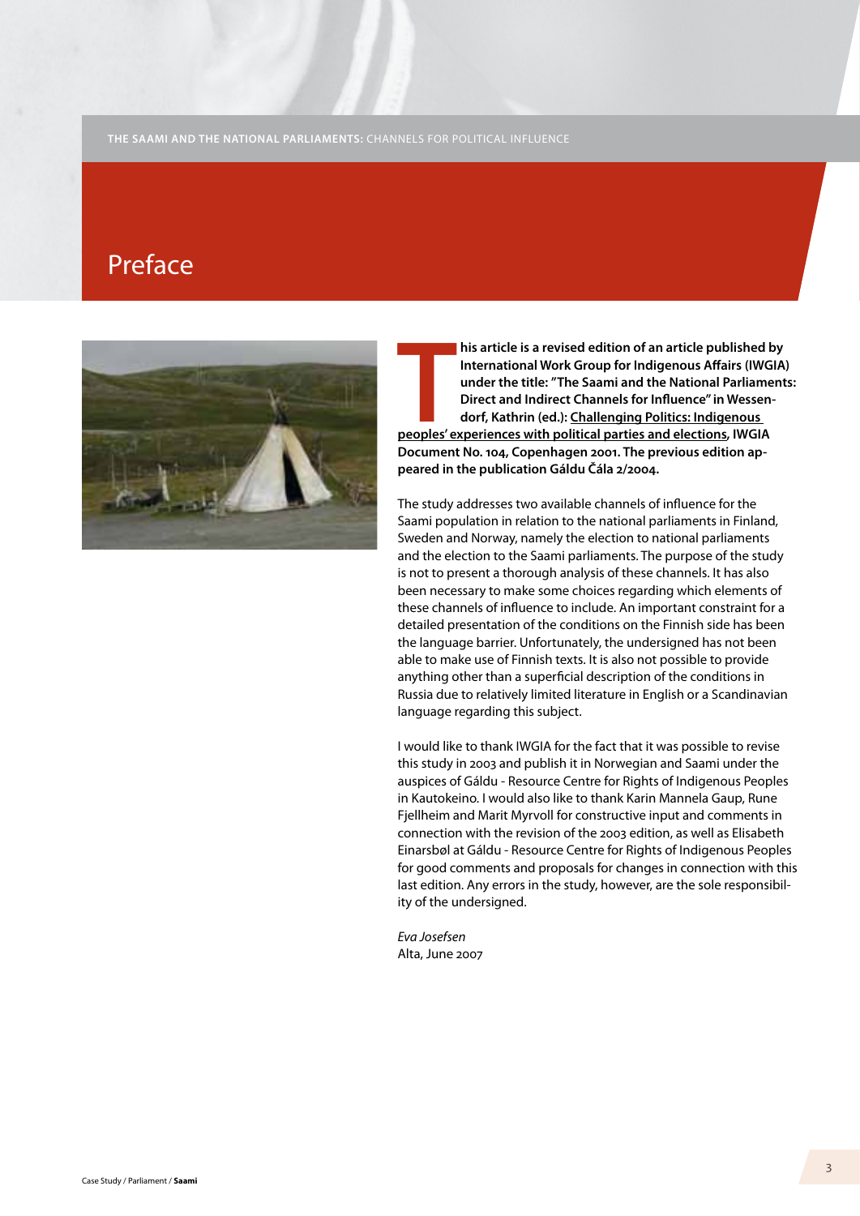# Preface

**This article is a revised edition of an article published by International Work Group for Indigenous Affairs (IWGIA) under the title: "The Saami and the National Parliaments: Direct and Indirect Channels for Influence" in Wessendorf, Kathrin (ed.): Challenging Politics: Indigenous peoples' experiences with political parties and elections, IWGIA Document No. 104, Copenhagen 2001. The previous edition appeared in the publication Gáldu Čála 2/2004.**

The study addresses two available channels of influence for the Saami population in relation to the national parliaments in Finland, Sweden and Norway, namely the election to national parliaments and the election to the Saami parliaments. The purpose of the study is not to present a thorough analysis of these channels. It has also been necessary to make some choices regarding which elements of these channels of influence to include. An important constraint for a detailed presentation of the conditions on the Finnish side has been the language barrier. Unfortunately, the undersigned has not been able to make use of Finnish texts. It is also not possible to provide anything other than a superficial description of the conditions in Russia due to relatively limited literature in English or a Scandinavian language regarding this subject.

I would like to thank IWGIA for the fact that it was possible to revise this study in 2003 and publish it in Norwegian and Saami under the auspices of Gáldu - Resource Centre for Rights of Indigenous Peoples in Kautokeino. I would also like to thank Karin Mannela Gaup, Rune Fjellheim and Marit Myrvoll for constructive input and comments in connection with the revision of the 2003 edition, as well as Elisabeth Einarsbøl at Gáldu - Resource Centre for Rights of Indigenous Peoples for good comments and proposals for changes in connection with this last edition. Any errors in the study, however, are the sole responsibility of the undersigned.

*Eva Josefsen*
Alta, June 2007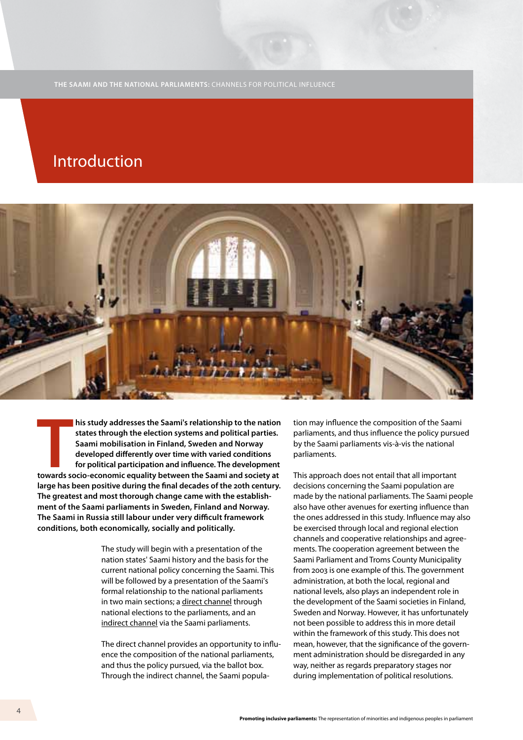# Introduction

**This study addresses the Saami's relationship to the nation states through the election systems and political parties. Saami mobilisation in Finland, Sweden and Norway developed differently over time with varied conditions for political participation and influence. The development towards socio-economic equality between the Saami and society at large has been positive during the final decades of the 20th century. The greatest and most thorough change came with the establishment of the Saami parliaments in Sweden, Finland and Norway. The Saami in Russia still labour under very difficult framework conditions, both economically, socially and politically.**

The study will begin with a presentation of the nation states' Saami history and the basis for the current national policy concerning the Saami. This will be followed by a presentation of the Saami's formal relationship to the national parliaments in two main sections; a direct channel through national elections to the parliaments, and an indirect channel via the Saami parliaments.

The direct channel provides an opportunity to influence the composition of the national parliaments, and thus the policy pursued, via the ballot box. Through the indirect channel, the Saami population may influence the composition of the Saami parliaments, and thus influence the policy pursued by the Saami parliaments vis-à-vis the national parliaments.

This approach does not entail that all important decisions concerning the Saami population are made by the national parliaments. The Saami people also have other avenues for exerting influence than the ones addressed in this study. Influence may also be exercised through local and regional election channels and cooperative relationships and agreements. The cooperation agreement between the Saami Parliament and Troms County Municipality from 2003 is one example of this. The government administration, at both the local, regional and national levels, also plays an independent role in the development of the Saami societies in Finland, Sweden and Norway. However, it has unfortunately not been possible to address this in more detail within the framework of this study. This does not mean, however, that the significance of the government administration should be disregarded in any way, neither as regards preparatory stages nor during implementation of political resolutions.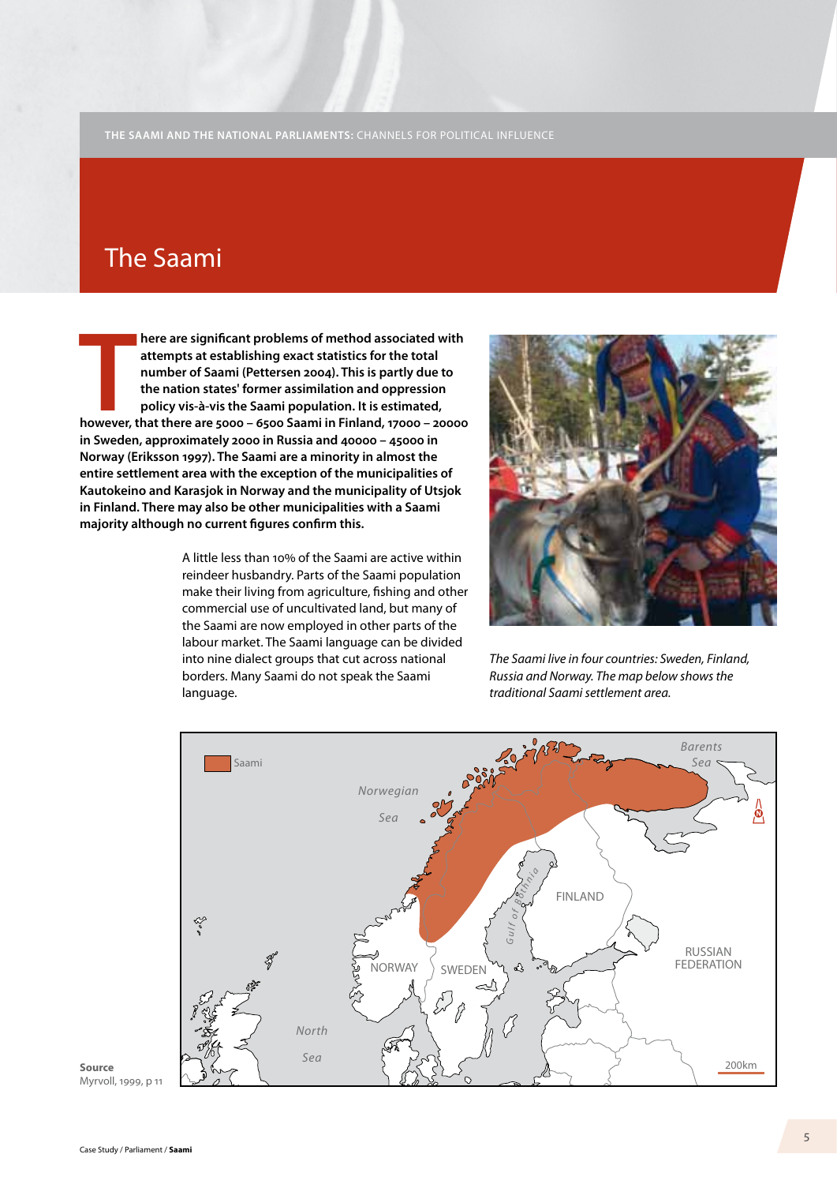# The Saami

**There are significant problems of method associated with attempts at establishing exact statistics for the total number of Saami (Pettersen 2004). This is partly due to the nation states' former assimilation and oppression policy vis-à-vis the Saami population. It is estimated, however, that there are 5000 – 6500 Saami in Finland, 17000 – 20000 in Sweden, approximately 2000 in Russia and 40000 – 45000 in Norway (Eriksson 1997). The Saami are a minority in almost the entire settlement area with the exception of the municipalities of Kautokeino and Karasjok in Norway and the municipality of Utsjok in Finland. There may also be other municipalities with a Saami majority although no current figures confirm this.**

A little less than 10% of the Saami are active within reindeer husbandry. Parts of the Saami population make their living from agriculture, fishing and other commercial use of uncultivated land, but many of the Saami are now employed in other parts of the labour market. The Saami language can be divided into nine dialect groups that cut across national borders. Many Saami do not speak the Saami language.

*The Saami live in four countries: Sweden, Finland, Russia and Norway. The map below shows the traditional Saami settlement area.*

**Source**
Myrvoll, 1999, p 11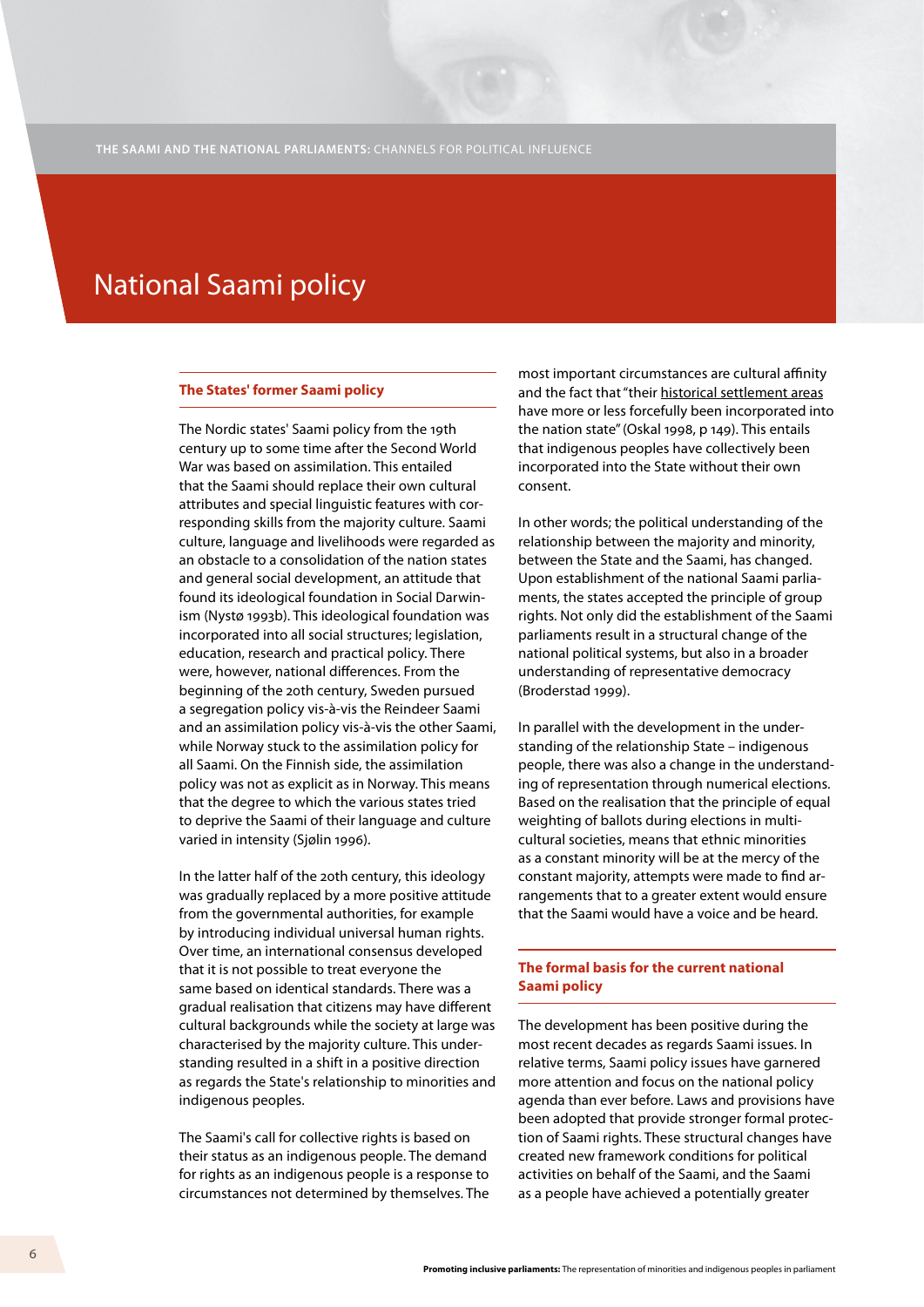# National Saami policy

## The States' former Saami policy

The Nordic states' Saami policy from the 19th century up to some time after the Second World War was based on assimilation. This entailed that the Saami should replace their own cultural attributes and special linguistic features with corresponding skills from the majority culture. Saami culture, language and livelihoods were regarded as an obstacle to a consolidation of the nation states and general social development, an attitude that found its ideological foundation in Social Darwinism (Nystø 1993b). This ideological foundation was incorporated into all social structures; legislation, education, research and practical policy. There were, however, national differences. From the beginning of the 20th century, Sweden pursued a segregation policy vis-à-vis the Reindeer Saami and an assimilation policy vis-à-vis the other Saami, while Norway stuck to the assimilation policy for all Saami. On the Finnish side, the assimilation policy was not as explicit as in Norway. This means that the degree to which the various states tried to deprive the Saami of their language and culture varied in intensity (Sjølin 1996).

In the latter half of the 20th century, this ideology was gradually replaced by a more positive attitude from the governmental authorities, for example by introducing individual universal human rights. Over time, an international consensus developed that it is not possible to treat everyone the same based on identical standards. There was a gradual realisation that citizens may have different cultural backgrounds while the society at large was characterised by the majority culture. This understanding resulted in a shift in a positive direction as regards the State's relationship to minorities and indigenous peoples.

The Saami's call for collective rights is based on their status as an indigenous people. The demand for rights as an indigenous people is a response to circumstances not determined by themselves. The most important circumstances are cultural affinity and the fact that "their historical settlement areas have more or less forcefully been incorporated into the nation state" (Oskal 1998, p 149). This entails that indigenous peoples have collectively been incorporated into the State without their own consent.

In other words; the political understanding of the relationship between the majority and minority, between the State and the Saami, has changed. Upon establishment of the national Saami parliaments, the states accepted the principle of group rights. Not only did the establishment of the Saami parliaments result in a structural change of the national political systems, but also in a broader understanding of representative democracy (Broderstad 1999).

In parallel with the development in the understanding of the relationship State – indigenous people, there was also a change in the understanding of representation through numerical elections. Based on the realisation that the principle of equal weighting of ballots during elections in multicultural societies, means that ethnic minorities as a constant minority will be at the mercy of the constant majority, attempts were made to find arrangements that to a greater extent would ensure that the Saami would have a voice and be heard.

## The formal basis for the current national Saami policy

The development has been positive during the most recent decades as regards Saami issues. In relative terms, Saami policy issues have garnered more attention and focus on the national policy agenda than ever before. Laws and provisions have been adopted that provide stronger formal protection of Saami rights. These structural changes have created new framework conditions for political activities on behalf of the Saami, and the Saami as a people have achieved a potentially greater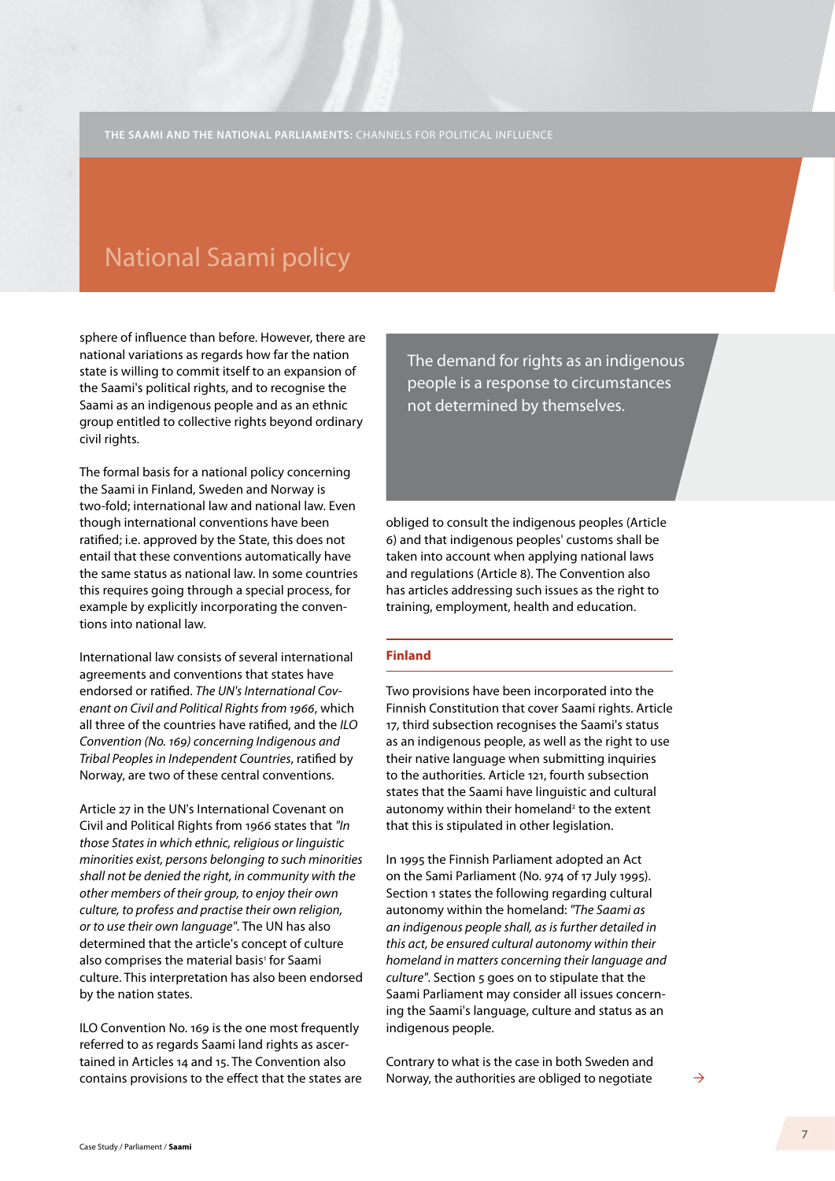# National Saami policy

sphere of influence than before. However, there are national variations as regards how far the nation state is willing to commit itself to an expansion of the Saami's political rights, and to recognise the Saami as an indigenous people and as an ethnic group entitled to collective rights beyond ordinary civil rights.

The formal basis for a national policy concerning the Saami in Finland, Sweden and Norway is two-fold; international law and national law. Even though international conventions have been ratified; i.e. approved by the State, this does not entail that these conventions automatically have the same status as national law. In some countries this requires going through a special process, for example by explicitly incorporating the conventions into national law.

International law consists of several international agreements and conventions that states have endorsed or ratified. *The UN's International Covenant on Civil and Political Rights from 1966*, which all three of the countries have ratified, and the *ILO Convention (No. 169) concerning Indigenous and Tribal Peoples in Independent Countries*, ratified by Norway, are two of these central conventions.

Article 27 in the UN's International Covenant on Civil and Political Rights from 1966 states that *"In those States in which ethnic, religious or linguistic minorities exist, persons belonging to such minorities shall not be denied the right, in community with the other members of their group, to enjoy their own culture, to profess and practise their own religion, or to use their own language"*. The UN has also determined that the article's concept of culture also comprises the material basis[1] for Saami culture. This interpretation has also been endorsed by the nation states.

ILO Convention No. 169 is the one most frequently referred to as regards Saami land rights as ascertained in Articles 14 and 15. The Convention also contains provisions to the effect that the states are obliged to consult the indigenous peoples (Article 6) and that indigenous peoples' customs shall be taken into account when applying national laws and regulations (Article 8). The Convention also has articles addressing such issues as the right to training, employment, health and education.

> The demand for rights as an indigenous people is a response to circumstances not determined by themselves.

## Finland

Two provisions have been incorporated into the Finnish Constitution that cover Saami rights. Article 17, third subsection recognises the Saami's status as an indigenous people, as well as the right to use their native language when submitting inquiries to the authorities. Article 121, fourth subsection states that the Saami have linguistic and cultural autonomy within their homeland[2] to the extent that this is stipulated in other legislation.

In 1995 the Finnish Parliament adopted an Act on the Sami Parliament (No. 974 of 17 July 1995). Section 1 states the following regarding cultural autonomy within the homeland: *"The Saami as an indigenous people shall, as is further detailed in this act, be ensured cultural autonomy within their homeland in matters concerning their language and culture"*. Section 5 goes on to stipulate that the Saami Parliament may consider all issues concerning the Saami's language, culture and status as an indigenous people.

Contrary to what is the case in both Sweden and Norway, the authorities are obliged to negotiate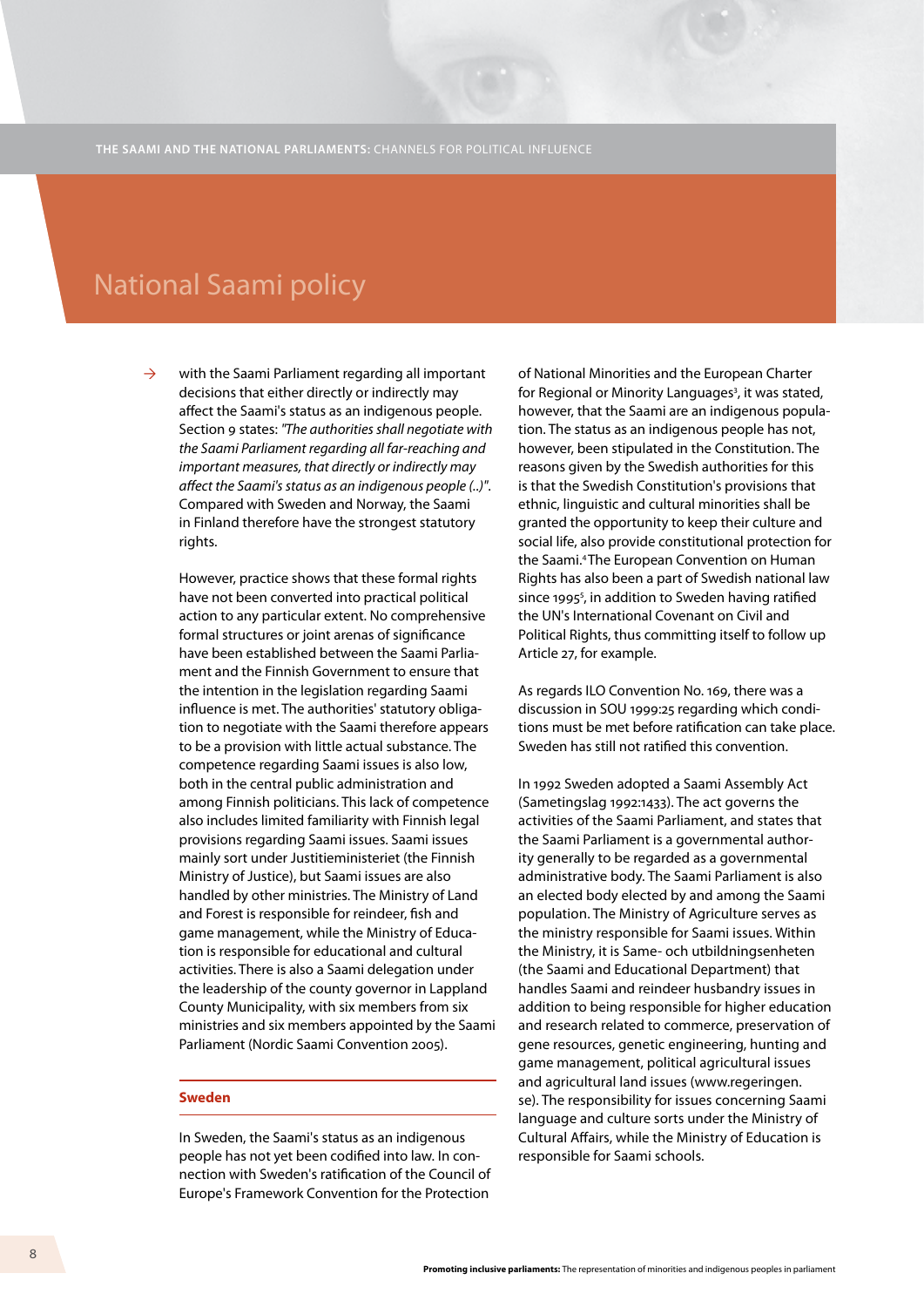# National Saami policy

with the Saami Parliament regarding all important decisions that either directly or indirectly may affect the Saami's status as an indigenous people. Section 9 states: *"The authorities shall negotiate with the Saami Parliament regarding all far-reaching and important measures, that directly or indirectly may affect the Saami's status as an indigenous people (..)"*. Compared with Sweden and Norway, the Saami in Finland therefore have the strongest statutory rights.

However, practice shows that these formal rights have not been converted into practical political action to any particular extent. No comprehensive formal structures or joint arenas of significance have been established between the Saami Parliament and the Finnish Government to ensure that the intention in the legislation regarding Saami influence is met. The authorities' statutory obligation to negotiate with the Saami therefore appears to be a provision with little actual substance. The competence regarding Saami issues is also low, both in the central public administration and among Finnish politicians. This lack of competence also includes limited familiarity with Finnish legal provisions regarding Saami issues. Saami issues mainly sort under Justitieministeriet (the Finnish Ministry of Justice), but Saami issues are also handled by other ministries. The Ministry of Land and Forest is responsible for reindeer, fish and game management, while the Ministry of Education is responsible for educational and cultural activities. There is also a Saami delegation under the leadership of the county governor in Lappland County Municipality, with six members from six ministries and six members appointed by the Saami Parliament (Nordic Saami Convention 2005).

## Sweden

In Sweden, the Saami's status as an indigenous people has not yet been codified into law. In connection with Sweden's ratification of the Council of Europe's Framework Convention for the Protection of National Minorities and the European Charter for Regional or Minority Languages[3], it was stated, however, that the Saami are an indigenous population. The status as an indigenous people has not, however, been stipulated in the Constitution. The reasons given by the Swedish authorities for this is that the Swedish Constitution's provisions that ethnic, linguistic and cultural minorities shall be granted the opportunity to keep their culture and social life, also provide constitutional protection for the Saami.[4] The European Convention on Human Rights has also been a part of Swedish national law since 1995[5], in addition to Sweden having ratified the UN's International Covenant on Civil and Political Rights, thus committing itself to follow up Article 27, for example.

As regards ILO Convention No. 169, there was a discussion in SOU 1999:25 regarding which conditions must be met before ratification can take place. Sweden has still not ratified this convention.

In 1992 Sweden adopted a Saami Assembly Act (Sametingslag 1992:1433). The act governs the activities of the Saami Parliament, and states that the Saami Parliament is a governmental authority generally to be regarded as a governmental administrative body. The Saami Parliament is also an elected body elected by and among the Saami population. The Ministry of Agriculture serves as the ministry responsible for Saami issues. Within the Ministry, it is Same- och utbildningsenheten (the Saami and Educational Department) that handles Saami and reindeer husbandry issues in addition to being responsible for higher education and research related to commerce, preservation of gene resources, genetic engineering, hunting and game management, political agricultural issues and agricultural land issues (www.regeringen.se). The responsibility for issues concerning Saami language and culture sorts under the Ministry of Cultural Affairs, while the Ministry of Education is responsible for Saami schools.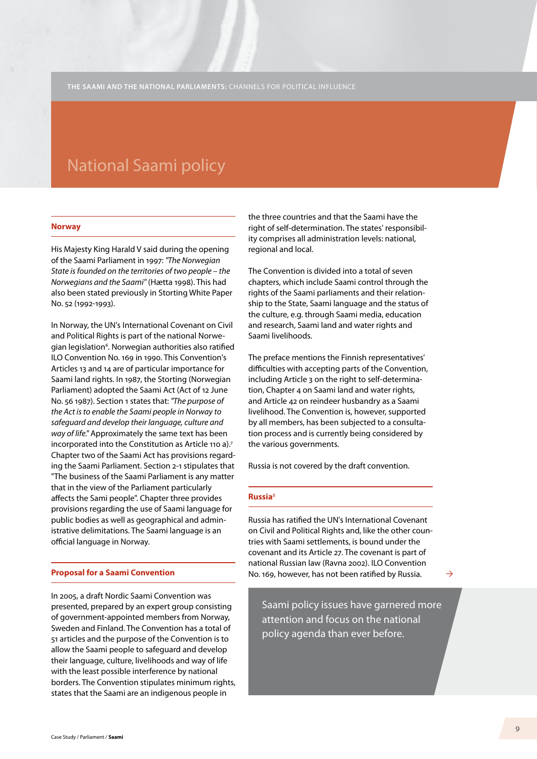# National Saami policy

## Norway

His Majesty King Harald V said during the opening of the Saami Parliament in 1997: *"The Norwegian State is founded on the territories of two people – the Norwegians and the Saami"* (Hætta 1998). This had also been stated previously in Storting White Paper No. 52 (1992-1993).

In Norway, the UN's International Covenant on Civil and Political Rights is part of the national Norwegian legislation[6]. Norwegian authorities also ratified ILO Convention No. 169 in 1990. This Convention's Articles 13 and 14 are of particular importance for Saami land rights. In 1987, the Storting (Norwegian Parliament) adopted the Saami Act (Act of 12 June No. 56 1987). Section 1 states that: *"The purpose of the Act is to enable the Saami people in Norway to safeguard and develop their language, culture and way of life."* Approximately the same text has been incorporated into the Constitution as Article 110 a).[7] Chapter two of the Saami Act has provisions regarding the Saami Parliament. Section 2-1 stipulates that "The business of the Saami Parliament is any matter that in the view of the Parliament particularly affects the Sami people". Chapter three provides provisions regarding the use of Saami language for public bodies as well as geographical and administrative delimitations. The Saami language is an official language in Norway.

## Proposal for a Saami Convention

In 2005, a draft Nordic Saami Convention was presented, prepared by an expert group consisting of government-appointed members from Norway, Sweden and Finland. The Convention has a total of 51 articles and the purpose of the Convention is to allow the Saami people to safeguard and develop their language, culture, livelihoods and way of life with the least possible interference by national borders. The Convention stipulates minimum rights, states that the Saami are an indigenous people in the three countries and that the Saami have the right of self-determination. The states' responsibility comprises all administration levels: national, regional and local.

The Convention is divided into a total of seven chapters, which include Saami control through the rights of the Saami parliaments and their relationship to the State, Saami language and the status of the culture, e.g. through Saami media, education and research, Saami land and water rights and Saami livelihoods.

The preface mentions the Finnish representatives' difficulties with accepting parts of the Convention, including Article 3 on the right to self-determination, Chapter 4 on Saami land and water rights, and Article 42 on reindeer husbandry as a Saami livelihood. The Convention is, however, supported by all members, has been subjected to a consultation process and is currently being considered by the various governments.

Russia is not covered by the draft convention.

## Russia[8]

Russia has ratified the UN's International Covenant on Civil and Political Rights and, like the other countries with Saami settlements, is bound under the covenant and its Article 27. The covenant is part of national Russian law (Ravna 2002). ILO Convention No. 169, however, has not been ratified by Russia.

> Saami policy issues have garnered more attention and focus on the national policy agenda than ever before.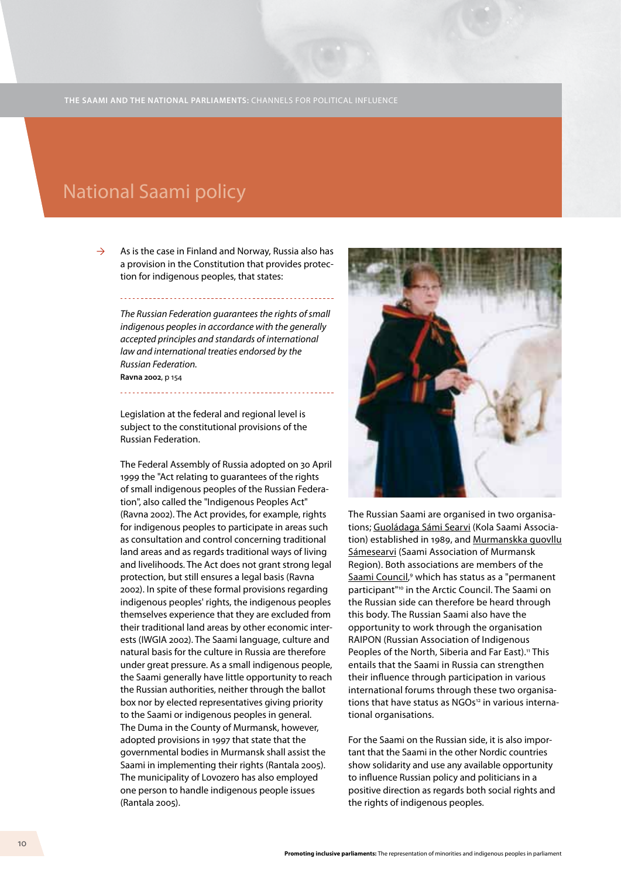# National Saami policy

As is the case in Finland and Norway, Russia also has a provision in the Constitution that provides protection for indigenous peoples, that states:

*The Russian Federation guarantees the rights of small indigenous peoples in accordance with the generally accepted principles and standards of international law and international treaties endorsed by the Russian Federation.*
**Ravna 2002**, p 154

Legislation at the federal and regional level is subject to the constitutional provisions of the Russian Federation.

The Federal Assembly of Russia adopted on 30 April 1999 the "Act relating to guarantees of the rights of small indigenous peoples of the Russian Federation", also called the "Indigenous Peoples Act" (Ravna 2002). The Act provides, for example, rights for indigenous peoples to participate in areas such as consultation and control concerning traditional land areas and as regards traditional ways of living and livelihoods. The Act does not grant strong legal protection, but still ensures a legal basis (Ravna 2002). In spite of these formal provisions regarding indigenous peoples' rights, the indigenous peoples themselves experience that they are excluded from their traditional land areas by other economic interests (IWGIA 2002). The Saami language, culture and natural basis for the culture in Russia are therefore under great pressure. As a small indigenous people, the Saami generally have little opportunity to reach the Russian authorities, neither through the ballot box nor by elected representatives giving priority to the Saami or indigenous peoples in general. The Duma in the County of Murmansk, however, adopted provisions in 1997 that state that the governmental bodies in Murmansk shall assist the Saami in implementing their rights (Rantala 2005). The municipality of Lovozero has also employed one person to handle indigenous people issues (Rantala 2005).

The Russian Saami are organised in two organisations; Guoládaga Sámi Searvi (Kola Saami Association) established in 1989, and Murmanskka guovllu Sámesearvi (Saami Association of Murmansk Region). Both associations are members of the Saami Council,[9] which has status as a "permanent participant"[10] in the Arctic Council. The Saami on the Russian side can therefore be heard through this body. The Russian Saami also have the opportunity to work through the organisation RAIPON (Russian Association of Indigenous Peoples of the North, Siberia and Far East).[11] This entails that the Saami in Russia can strengthen their influence through participation in various international forums through these two organisations that have status as NGOs[12] in various international organisations.

For the Saami on the Russian side, it is also important that the Saami in the other Nordic countries show solidarity and use any available opportunity to influence Russian policy and politicians in a positive direction as regards both social rights and the rights of indigenous peoples.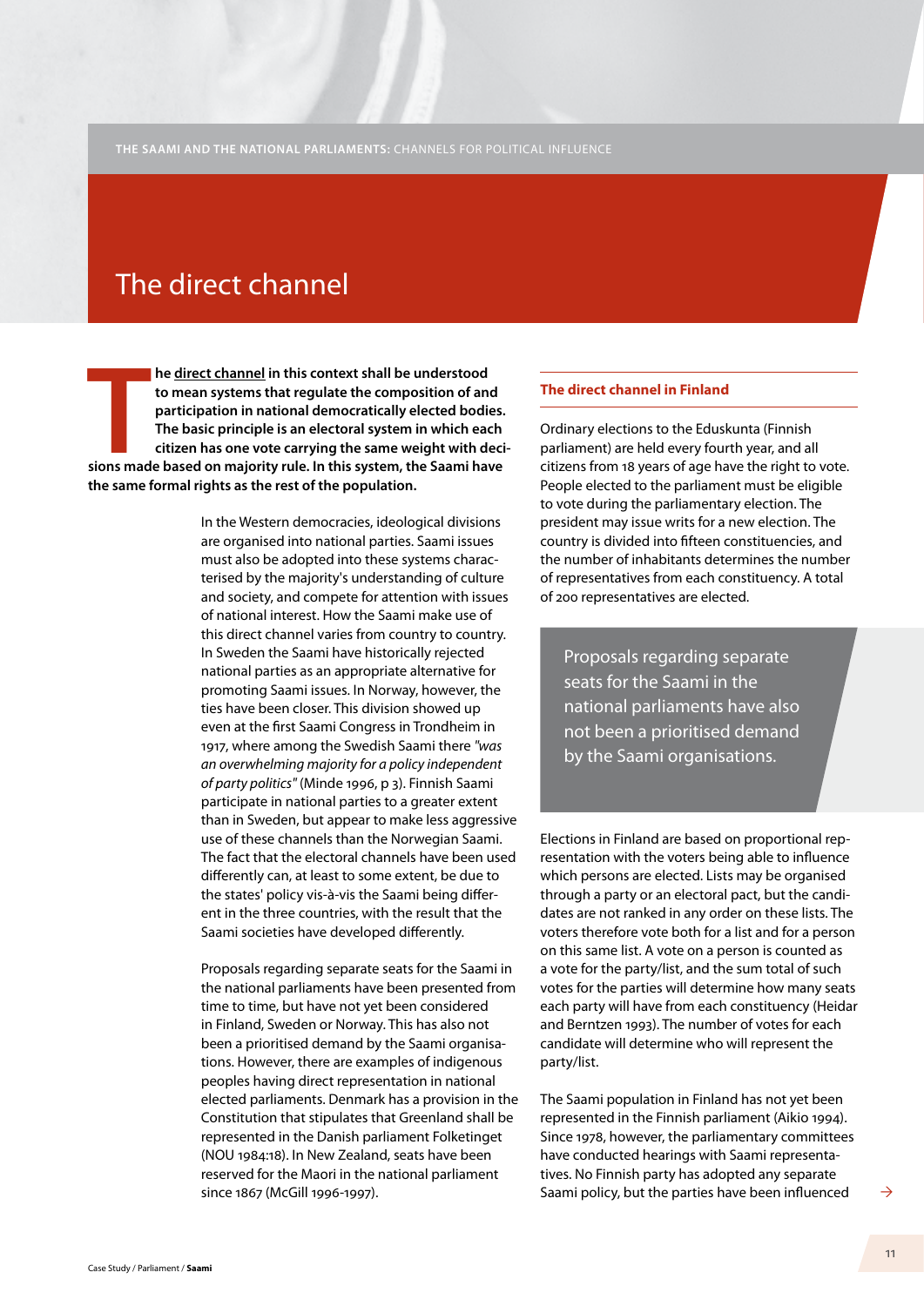## The direct channel

**The direct channel in this context shall be understood to mean systems that regulate the composition of and participation in national democratically elected bodies. The basic principle is an electoral system in which each citizen has one vote carrying the same weight with decisions made based on majority rule. In this system, the Saami have the same formal rights as the rest of the population.**

In the Western democracies, ideological divisions are organised into national parties. Saami issues must also be adopted into these systems characterised by the majority's understanding of culture and society, and compete for attention with issues of national interest. How the Saami make use of this direct channel varies from country to country. In Sweden the Saami have historically rejected national parties as an appropriate alternative for promoting Saami issues. In Norway, however, the ties have been closer. This division showed up even at the first Saami Congress in Trondheim in 1917, where among the Swedish Saami there *"was an overwhelming majority for a policy independent of party politics"* (Minde 1996, p 3). Finnish Saami participate in national parties to a greater extent than in Sweden, but appear to make less aggressive use of these channels than the Norwegian Saami. The fact that the electoral channels have been used differently can, at least to some extent, be due to the states' policy vis-à-vis the Saami being different in the three countries, with the result that the Saami societies have developed differently.

Proposals regarding separate seats for the Saami in the national parliaments have been presented from time to time, but have not yet been considered in Finland, Sweden or Norway. This has also not been a prioritised demand by the Saami organisations. However, there are examples of indigenous peoples having direct representation in national elected parliaments. Denmark has a provision in the Constitution that stipulates that Greenland shall be represented in the Danish parliament Folketinget (NOU 1984:18). In New Zealand, seats have been reserved for the Maori in the national parliament since 1867 (McGill 1996-1997).

### The direct channel in Finland

Ordinary elections to the Eduskunta (Finnish parliament) are held every fourth year, and all citizens from 18 years of age have the right to vote. People elected to the parliament must be eligible to vote during the parliamentary election. The president may issue writs for a new election. The country is divided into fifteen constituencies, and the number of inhabitants determines the number of representatives from each constituency. A total of 200 representatives are elected.

> Proposals regarding separate seats for the Saami in the national parliaments have also not been a prioritised demand by the Saami organisations.

Elections in Finland are based on proportional representation with the voters being able to influence which persons are elected. Lists may be organised through a party or an electoral pact, but the candidates are not ranked in any order on these lists. The voters therefore vote both for a list and for a person on this same list. A vote on a person is counted as a vote for the party/list, and the sum total of such votes for the parties will determine how many seats each party will have from each constituency (Heidar and Berntzen 1993). The number of votes for each candidate will determine who will represent the party/list.

The Saami population in Finland has not yet been represented in the Finnish parliament (Aikio 1994). Since 1978, however, the parliamentary committees have conducted hearings with Saami representatives. No Finnish party has adopted any separate Saami policy, but the parties have been influenced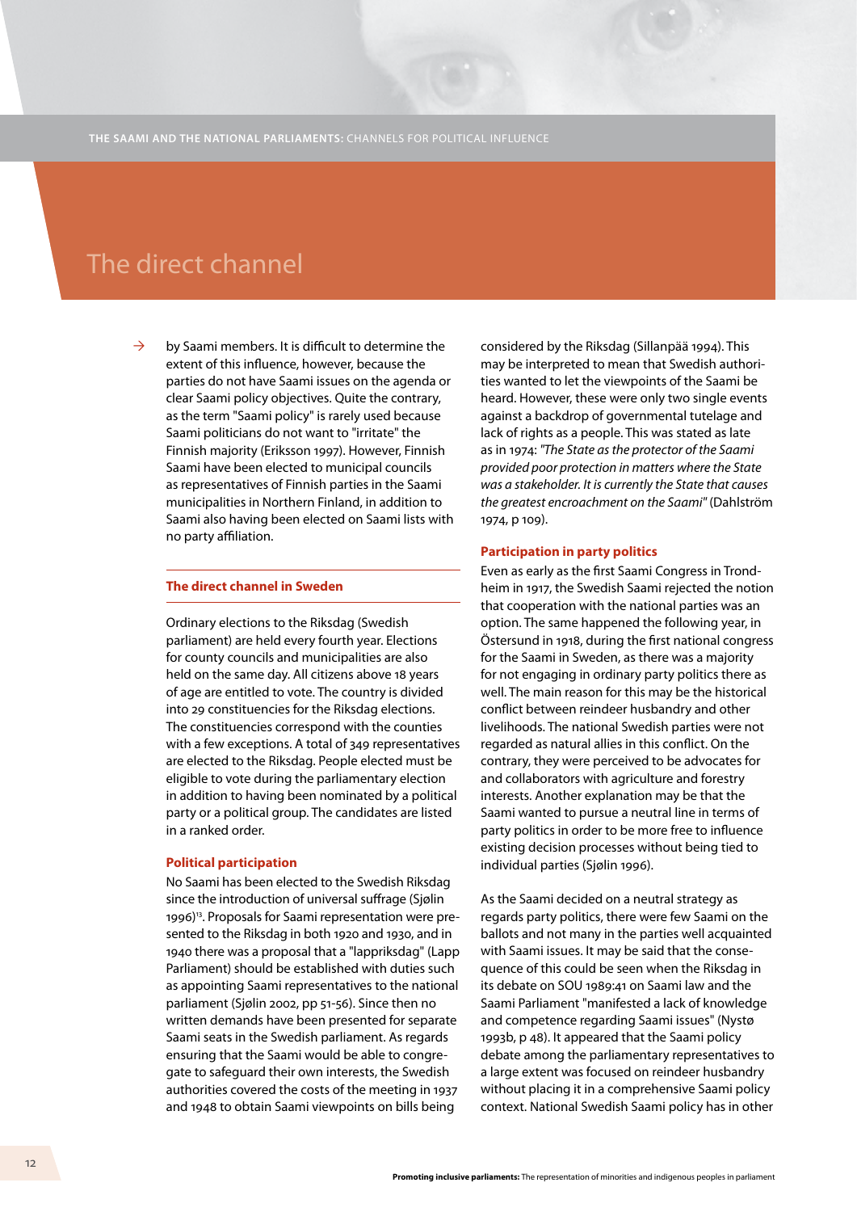# The direct channel

by Saami members. It is difficult to determine the extent of this influence, however, because the parties do not have Saami issues on the agenda or clear Saami policy objectives. Quite the contrary, as the term "Saami policy" is rarely used because Saami politicians do not want to "irritate" the Finnish majority (Eriksson 1997). However, Finnish Saami have been elected to municipal councils as representatives of Finnish parties in the Saami municipalities in Northern Finland, in addition to Saami also having been elected on Saami lists with no party affiliation.

## The direct channel in Sweden

Ordinary elections to the Riksdag (Swedish parliament) are held every fourth year. Elections for county councils and municipalities are also held on the same day. All citizens above 18 years of age are entitled to vote. The country is divided into 29 constituencies for the Riksdag elections. The constituencies correspond with the counties with a few exceptions. A total of 349 representatives are elected to the Riksdag. People elected must be eligible to vote during the parliamentary election in addition to having been nominated by a political party or a political group. The candidates are listed in a ranked order.

### Political participation

No Saami has been elected to the Swedish Riksdag since the introduction of universal suffrage (Sjølin 1996)[13]. Proposals for Saami representation were presented to the Riksdag in both 1920 and 1930, and in 1940 there was a proposal that a "lappriksdag" (Lapp Parliament) should be established with duties such as appointing Saami representatives to the national parliament (Sjølin 2002, pp 51-56). Since then no written demands have been presented for separate Saami seats in the Swedish parliament. As regards ensuring that the Saami would be able to congregate to safeguard their own interests, the Swedish authorities covered the costs of the meeting in 1937 and 1948 to obtain Saami viewpoints on bills being considered by the Riksdag (Sillanpää 1994). This may be interpreted to mean that Swedish authorities wanted to let the viewpoints of the Saami be heard. However, these were only two single events against a backdrop of governmental tutelage and lack of rights as a people. This was stated as late as in 1974: *"The State as the protector of the Saami provided poor protection in matters where the State was a stakeholder. It is currently the State that causes the greatest encroachment on the Saami"* (Dahlström 1974, p 109).

### Participation in party politics

Even as early as the first Saami Congress in Trondheim in 1917, the Swedish Saami rejected the notion that cooperation with the national parties was an option. The same happened the following year, in Östersund in 1918, during the first national congress for the Saami in Sweden, as there was a majority for not engaging in ordinary party politics there as well. The main reason for this may be the historical conflict between reindeer husbandry and other livelihoods. The national Swedish parties were not regarded as natural allies in this conflict. On the contrary, they were perceived to be advocates for and collaborators with agriculture and forestry interests. Another explanation may be that the Saami wanted to pursue a neutral line in terms of party politics in order to be more free to influence existing decision processes without being tied to individual parties (Sjølin 1996).

As the Saami decided on a neutral strategy as regards party politics, there were few Saami on the ballots and not many in the parties well acquainted with Saami issues. It may be said that the consequence of this could be seen when the Riksdag in its debate on SOU 1989:41 on Saami law and the Saami Parliament "manifested a lack of knowledge and competence regarding Saami issues" (Nystø 1993b, p 48). It appeared that the Saami policy debate among the parliamentary representatives to a large extent was focused on reindeer husbandry without placing it in a comprehensive Saami policy context. National Swedish Saami policy has in other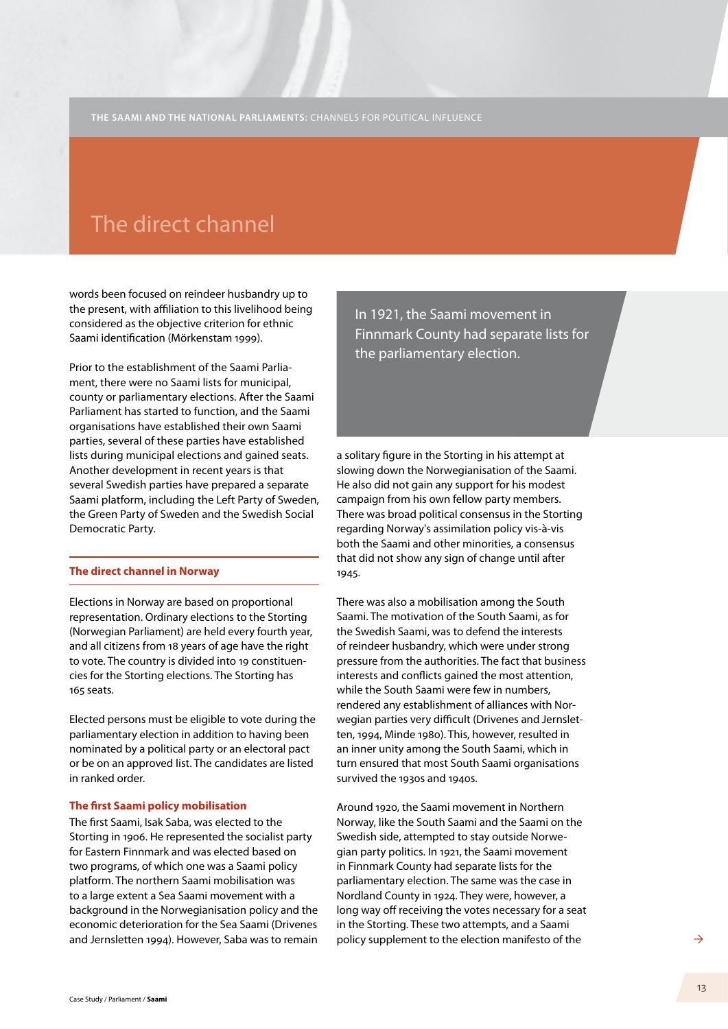# The direct channel

words been focused on reindeer husbandry up to the present, with affiliation to this livelihood being considered as the objective criterion for ethnic Saami identification (Mörkenstam 1999).

Prior to the establishment of the Saami Parliament, there were no Saami lists for municipal, county or parliamentary elections. After the Saami Parliament has started to function, and the Saami organisations have established their own Saami parties, several of these parties have established lists during municipal elections and gained seats. Another development in recent years is that several Swedish parties have prepared a separate Saami platform, including the Left Party of Sweden, the Green Party of Sweden and the Swedish Social Democratic Party.

## The direct channel in Norway

Elections in Norway are based on proportional representation. Ordinary elections to the Storting (Norwegian Parliament) are held every fourth year, and all citizens from 18 years of age have the right to vote. The country is divided into 19 constituencies for the Storting elections. The Storting has 165 seats.

Elected persons must be eligible to vote during the parliamentary election in addition to having been nominated by a political party or an electoral pact or be on an approved list. The candidates are listed in ranked order.

### The first Saami policy mobilisation

The first Saami, Isak Saba, was elected to the Storting in 1906. He represented the socialist party for Eastern Finnmark and was elected based on two programs, of which one was a Saami policy platform. The northern Saami mobilisation was to a large extent a Sea Saami movement with a background in the Norwegianisation policy and the economic deterioration for the Sea Saami (Drivenes and Jernsletten 1994). However, Saba was to remain a solitary figure in the Storting in his attempt at slowing down the Norwegianisation of the Saami. He also did not gain any support for his modest campaign from his own fellow party members. There was broad political consensus in the Storting regarding Norway's assimilation policy vis-à-vis both the Saami and other minorities, a consensus that did not show any sign of change until after 1945.

> In 1921, the Saami movement in Finnmark County had separate lists for the parliamentary election.

There was also a mobilisation among the South Saami. The motivation of the South Saami, as for the Swedish Saami, was to defend the interests of reindeer husbandry, which were under strong pressure from the authorities. The fact that business interests and conflicts gained the most attention, while the South Saami were few in numbers, rendered any establishment of alliances with Norwegian parties very difficult (Drivenes and Jernsletten, 1994, Minde 1980). This, however, resulted in an inner unity among the South Saami, which in turn ensured that most South Saami organisations survived the 1930s and 1940s.

Around 1920, the Saami movement in Northern Norway, like the South Saami and the Saami on the Swedish side, attempted to stay outside Norwegian party politics. In 1921, the Saami movement in Finnmark County had separate lists for the parliamentary election. The same was the case in Nordland County in 1924. They were, however, a long way off receiving the votes necessary for a seat in the Storting. These two attempts, and a Saami policy supplement to the election manifesto of the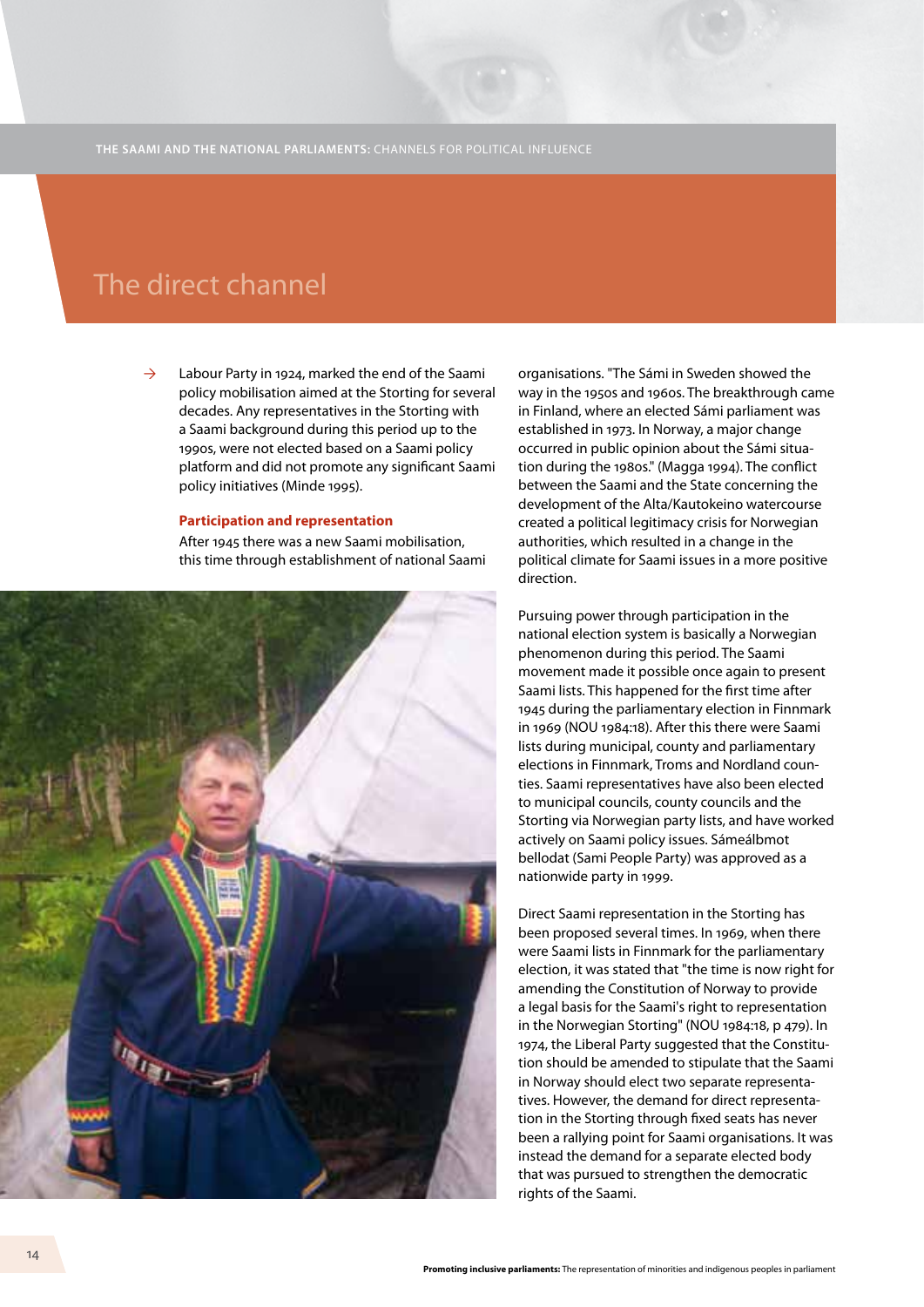## The direct channel

Labour Party in 1924, marked the end of the Saami policy mobilisation aimed at the Storting for several decades. Any representatives in the Storting with a Saami background during this period up to the 1990s, were not elected based on a Saami policy platform and did not promote any significant Saami policy initiatives (Minde 1995).

### Participation and representation

After 1945 there was a new Saami mobilisation, this time through establishment of national Saami organisations. "The Sámi in Sweden showed the way in the 1950s and 1960s. The breakthrough came in Finland, where an elected Sámi parliament was established in 1973. In Norway, a major change occurred in public opinion about the Sámi situation during the 1980s." (Magga 1994). The conflict between the Saami and the State concerning the development of the Alta/Kautokeino watercourse created a political legitimacy crisis for Norwegian authorities, which resulted in a change in the political climate for Saami issues in a more positive direction.

Pursuing power through participation in the national election system is basically a Norwegian phenomenon during this period. The Saami movement made it possible once again to present Saami lists. This happened for the first time after 1945 during the parliamentary election in Finnmark in 1969 (NOU 1984:18). After this there were Saami lists during municipal, county and parliamentary elections in Finnmark, Troms and Nordland counties. Saami representatives have also been elected to municipal councils, county councils and the Storting via Norwegian party lists, and have worked actively on Saami policy issues. Sámeálbmot bellodat (Sami People Party) was approved as a nationwide party in 1999.

Direct Saami representation in the Storting has been proposed several times. In 1969, when there were Saami lists in Finnmark for the parliamentary election, it was stated that "the time is now right for amending the Constitution of Norway to provide a legal basis for the Saami's right to representation in the Norwegian Storting" (NOU 1984:18, p 479). In 1974, the Liberal Party suggested that the Constitution should be amended to stipulate that the Saami in Norway should elect two separate representatives. However, the demand for direct representation in the Storting through fixed seats has never been a rallying point for Saami organisations. It was instead the demand for a separate elected body that was pursued to strengthen the democratic rights of the Saami.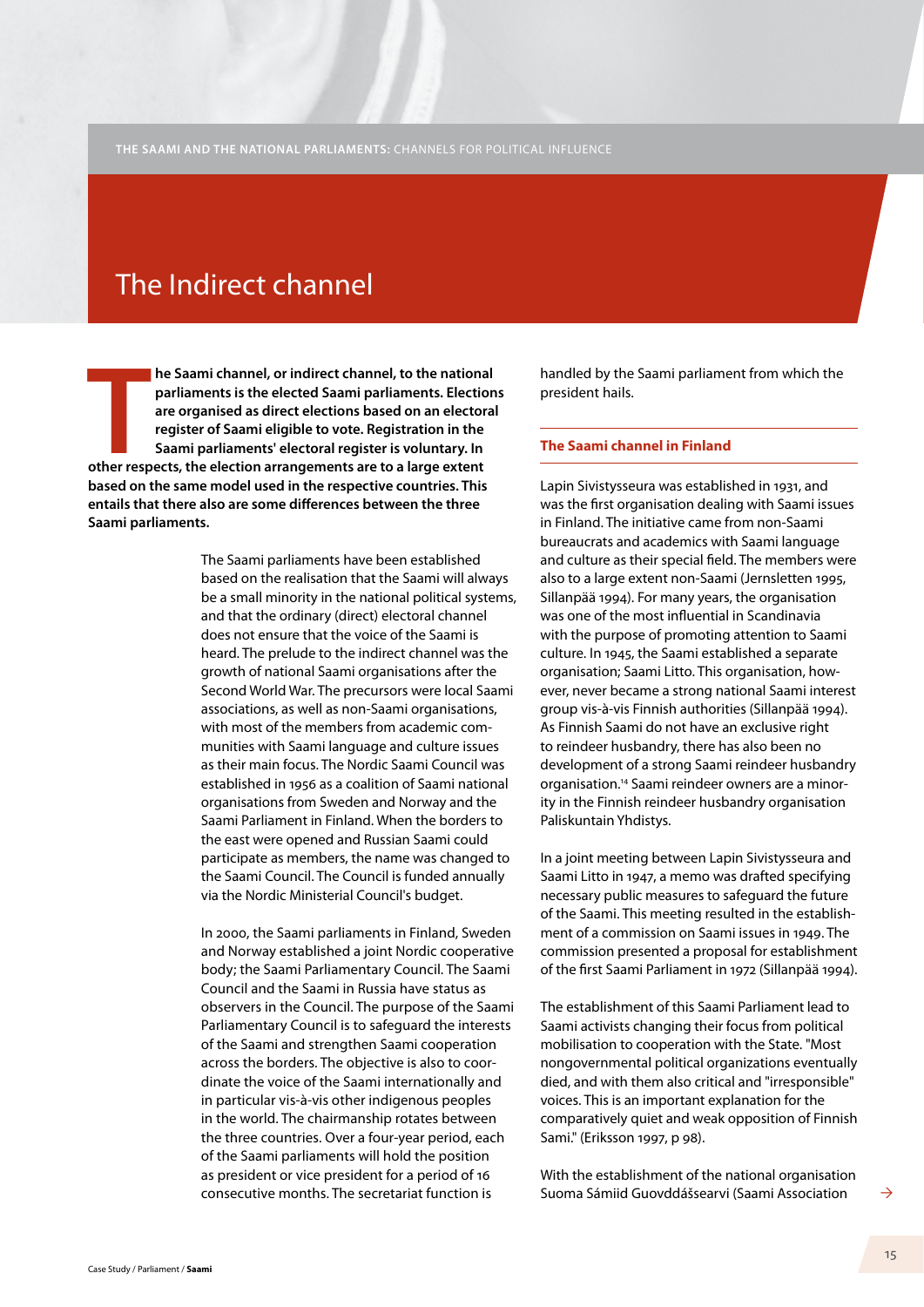# The Indirect channel

**The Saami channel, or indirect channel, to the national parliaments is the elected Saami parliaments. Elections are organised as direct elections based on an electoral register of Saami eligible to vote. Registration in the Saami parliaments' electoral register is voluntary. In other respects, the election arrangements are to a large extent based on the same model used in the respective countries. This entails that there also are some differences between the three Saami parliaments.**

The Saami parliaments have been established based on the realisation that the Saami will always be a small minority in the national political systems, and that the ordinary (direct) electoral channel does not ensure that the voice of the Saami is heard. The prelude to the indirect channel was the growth of national Saami organisations after the Second World War. The precursors were local Saami associations, as well as non-Saami organisations, with most of the members from academic communities with Saami language and culture issues as their main focus. The Nordic Saami Council was established in 1956 as a coalition of Saami national organisations from Sweden and Norway and the Saami Parliament in Finland. When the borders to the east were opened and Russian Saami could participate as members, the name was changed to the Saami Council. The Council is funded annually via the Nordic Ministerial Council's budget.

In 2000, the Saami parliaments in Finland, Sweden and Norway established a joint Nordic cooperative body; the Saami Parliamentary Council. The Saami Council and the Saami in Russia have status as observers in the Council. The purpose of the Saami Parliamentary Council is to safeguard the interests of the Saami and strengthen Saami cooperation across the borders. The objective is also to coordinate the voice of the Saami internationally and in particular vis-à-vis other indigenous peoples in the world. The chairmanship rotates between the three countries. Over a four-year period, each of the Saami parliaments will hold the position as president or vice president for a period of 16 consecutive months. The secretariat function is handled by the Saami parliament from which the president hails.

### The Saami channel in Finland

Lapin Sivistysseura was established in 1931, and was the first organisation dealing with Saami issues in Finland. The initiative came from non-Saami bureaucrats and academics with Saami language and culture as their special field. The members were also to a large extent non-Saami (Jernsletten 1995, Sillanpää 1994). For many years, the organisation was one of the most influential in Scandinavia with the purpose of promoting attention to Saami culture. In 1945, the Saami established a separate organisation; Saami Litto. This organisation, however, never became a strong national Saami interest group vis-à-vis Finnish authorities (Sillanpää 1994). As Finnish Saami do not have an exclusive right to reindeer husbandry, there has also been no development of a strong Saami reindeer husbandry organisation.[14] Saami reindeer owners are a minority in the Finnish reindeer husbandry organisation Paliskuntain Yhdistys.

In a joint meeting between Lapin Sivistysseura and Saami Litto in 1947, a memo was drafted specifying necessary public measures to safeguard the future of the Saami. This meeting resulted in the establishment of a commission on Saami issues in 1949. The commission presented a proposal for establishment of the first Saami Parliament in 1972 (Sillanpää 1994).

The establishment of this Saami Parliament lead to Saami activists changing their focus from political mobilisation to cooperation with the State. "Most nongovernmental political organizations eventually died, and with them also critical and "irresponsible" voices. This is an important explanation for the comparatively quiet and weak opposition of Finnish Sami." (Eriksson 1997, p 98).

With the establishment of the national organisation Suoma Sámiid Guovddášsearvi (Saami Association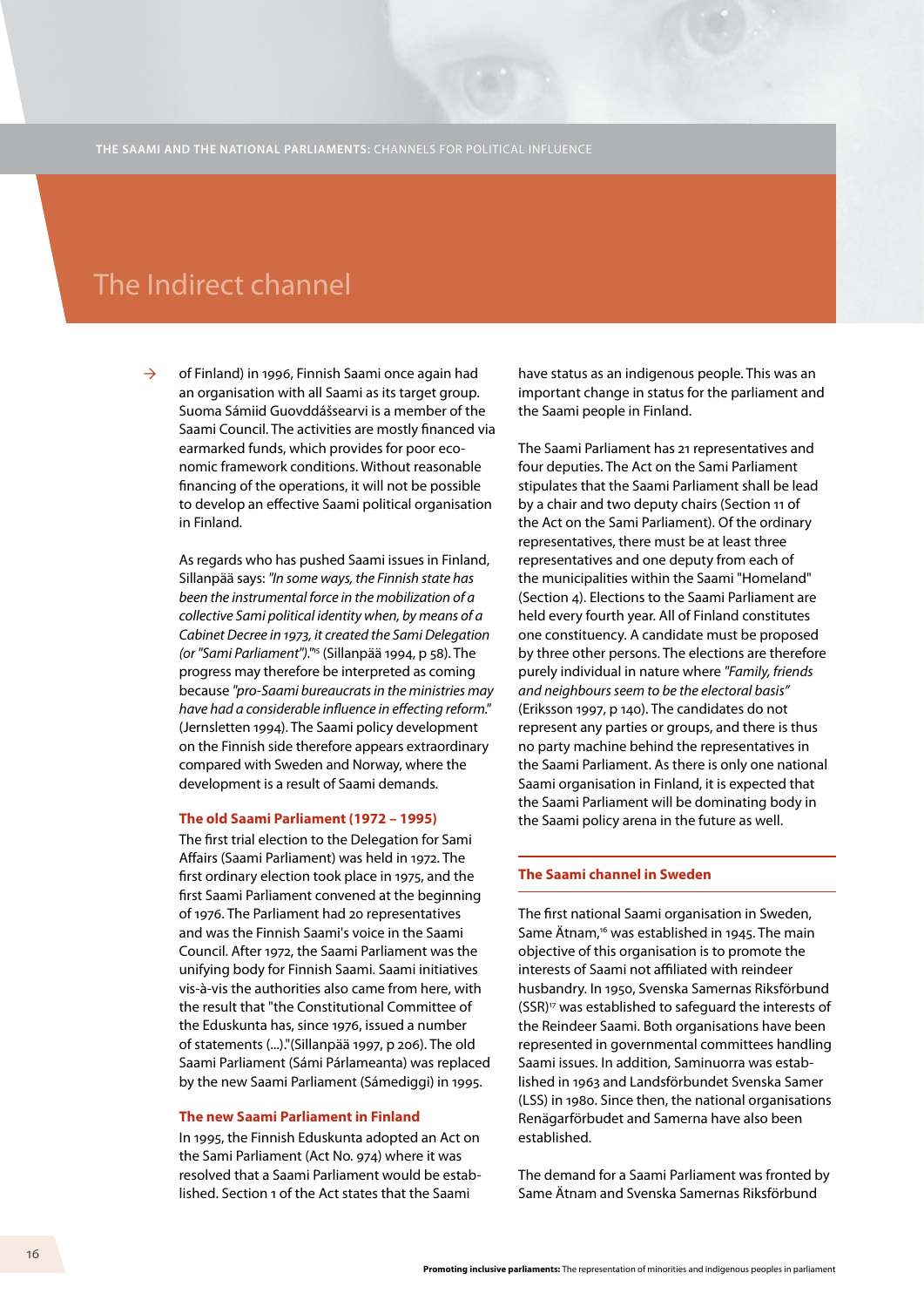# The Indirect channel

of Finland) in 1996, Finnish Saami once again had an organisation with all Saami as its target group. Suoma Sámiid Guovddášsearvi is a member of the Saami Council. The activities are mostly financed via earmarked funds, which provides for poor economic framework conditions. Without reasonable financing of the operations, it will not be possible to develop an effective Saami political organisation in Finland.

As regards who has pushed Saami issues in Finland, Sillanpää says: *"In some ways, the Finnish state has been the instrumental force in the mobilization of a collective Sami political identity when, by means of a Cabinet Decree in 1973, it created the Sami Delegation (or "Sami Parliament")."*[15] (Sillanpää 1994, p 58). The progress may therefore be interpreted as coming because *"pro-Saami bureaucrats in the ministries may have had a considerable influence in effecting reform."* (Jernsletten 1994). The Saami policy development on the Finnish side therefore appears extraordinary compared with Sweden and Norway, where the development is a result of Saami demands.

### The old Saami Parliament (1972 – 1995)

The first trial election to the Delegation for Sami Affairs (Saami Parliament) was held in 1972. The first ordinary election took place in 1975, and the first Saami Parliament convened at the beginning of 1976. The Parliament had 20 representatives and was the Finnish Saami's voice in the Saami Council. After 1972, the Saami Parliament was the unifying body for Finnish Saami. Saami initiatives vis-à-vis the authorities also came from here, with the result that "the Constitutional Committee of the Eduskunta has, since 1976, issued a number of statements (...)."(Sillanpää 1997, p 206). The old Saami Parliament (Sámi Párlameanta) was replaced by the new Saami Parliament (Sámediggi) in 1995.

### The new Saami Parliament in Finland

In 1995, the Finnish Eduskunta adopted an Act on the Sami Parliament (Act No. 974) where it was resolved that a Saami Parliament would be established. Section 1 of the Act states that the Saami have status as an indigenous people. This was an important change in status for the parliament and the Saami people in Finland.

The Saami Parliament has 21 representatives and four deputies. The Act on the Sami Parliament stipulates that the Saami Parliament shall be lead by a chair and two deputy chairs (Section 11 of the Act on the Sami Parliament). Of the ordinary representatives, there must be at least three representatives and one deputy from each of the municipalities within the Saami "Homeland" (Section 4). Elections to the Saami Parliament are held every fourth year. All of Finland constitutes one constituency. A candidate must be proposed by three other persons. The elections are therefore purely individual in nature where *"Family, friends and neighbours seem to be the electoral basis"* (Eriksson 1997, p 140). The candidates do not represent any parties or groups, and there is thus no party machine behind the representatives in the Saami Parliament. As there is only one national Saami organisation in Finland, it is expected that the Saami Parliament will be dominating body in the Saami policy arena in the future as well.

## The Saami channel in Sweden

The first national Saami organisation in Sweden, Same Ätnam,[16] was established in 1945. The main objective of this organisation is to promote the interests of Saami not affiliated with reindeer husbandry. In 1950, Svenska Samernas Riksförbund (SSR)[17] was established to safeguard the interests of the Reindeer Saami. Both organisations have been represented in governmental committees handling Saami issues. In addition, Saminuorra was established in 1963 and Landsförbundet Svenska Samer (LSS) in 1980. Since then, the national organisations Renägarförbudet and Samerna have also been established.

The demand for a Saami Parliament was fronted by Same Ätnam and Svenska Samernas Riksförbund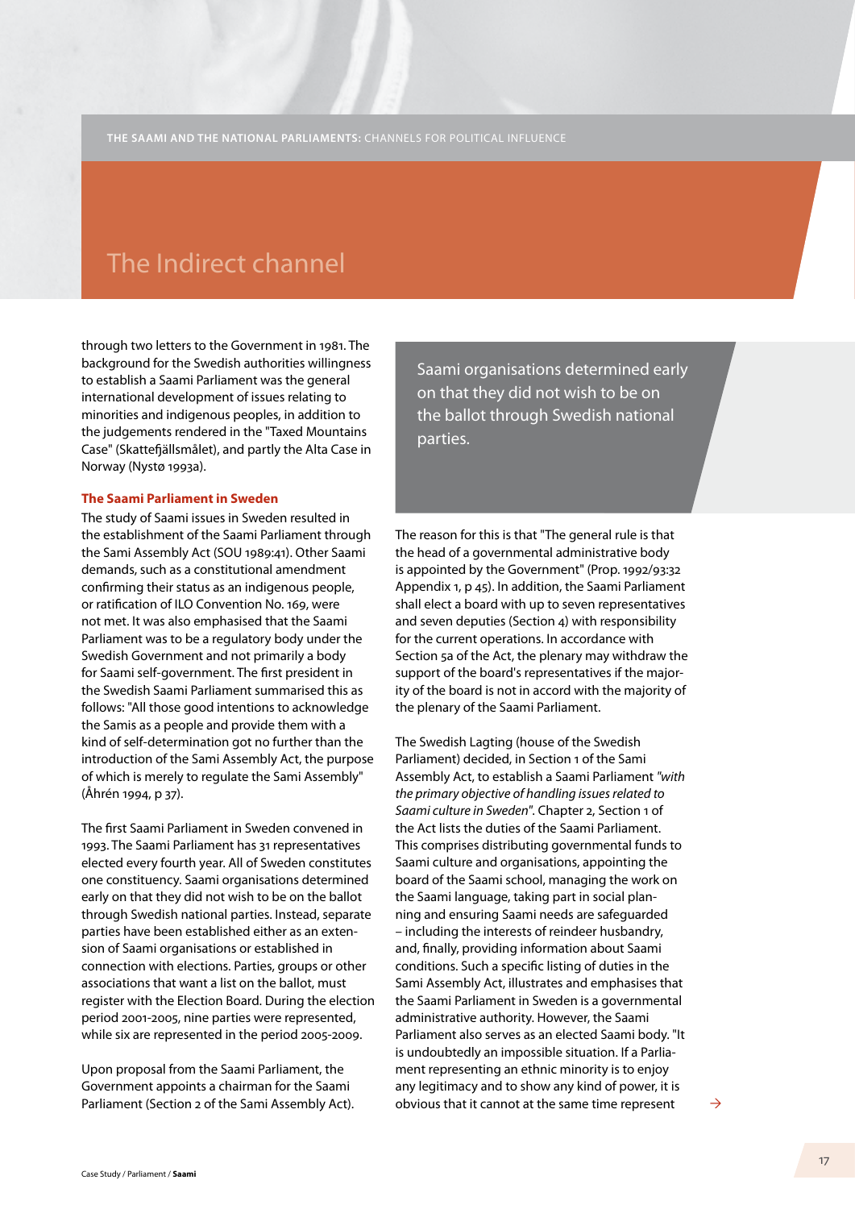## The Indirect channel

through two letters to the Government in 1981. The background for the Swedish authorities willingness to establish a Saami Parliament was the general international development of issues relating to minorities and indigenous peoples, in addition to the judgements rendered in the "Taxed Mountains Case" (Skattefjällsmålet), and partly the Alta Case in Norway (Nystø 1993a).

### The Saami Parliament in Sweden

The study of Saami issues in Sweden resulted in the establishment of the Saami Parliament through the Sami Assembly Act (SOU 1989:41). Other Saami demands, such as a constitutional amendment confirming their status as an indigenous people, or ratification of ILO Convention No. 169, were not met. It was also emphasised that the Saami Parliament was to be a regulatory body under the Swedish Government and not primarily a body for Saami self-government. The first president in the Swedish Saami Parliament summarised this as follows: "All those good intentions to acknowledge the Samis as a people and provide them with a kind of self-determination got no further than the introduction of the Sami Assembly Act, the purpose of which is merely to regulate the Sami Assembly" (Åhrén 1994, p 37).

The first Saami Parliament in Sweden convened in 1993. The Saami Parliament has 31 representatives elected every fourth year. All of Sweden constitutes one constituency. Saami organisations determined early on that they did not wish to be on the ballot through Swedish national parties. Instead, separate parties have been established either as an extension of Saami organisations or established in connection with elections. Parties, groups or other associations that want a list on the ballot, must register with the Election Board. During the election period 2001-2005, nine parties were represented, while six are represented in the period 2005-2009.

Upon proposal from the Saami Parliament, the Government appoints a chairman for the Saami Parliament (Section 2 of the Sami Assembly Act).

> Saami organisations determined early on that they did not wish to be on the ballot through Swedish national parties.

The reason for this is that "The general rule is that the head of a governmental administrative body is appointed by the Government" (Prop. 1992/93:32 Appendix 1, p 45). In addition, the Saami Parliament shall elect a board with up to seven representatives and seven deputies (Section 4) with responsibility for the current operations. In accordance with Section 5a of the Act, the plenary may withdraw the support of the board's representatives if the majority of the board is not in accord with the majority of the plenary of the Saami Parliament.

The Swedish Lagting (house of the Swedish Parliament) decided, in Section 1 of the Sami Assembly Act, to establish a Saami Parliament *"with the primary objective of handling issues related to Saami culture in Sweden"*. Chapter 2, Section 1 of the Act lists the duties of the Saami Parliament. This comprises distributing governmental funds to Saami culture and organisations, appointing the board of the Saami school, managing the work on the Saami language, taking part in social planning and ensuring Saami needs are safeguarded – including the interests of reindeer husbandry, and, finally, providing information about Saami conditions. Such a specific listing of duties in the Sami Assembly Act, illustrates and emphasises that the Saami Parliament in Sweden is a governmental administrative authority. However, the Saami Parliament also serves as an elected Saami body. "It is undoubtedly an impossible situation. If a Parliament representing an ethnic minority is to enjoy any legitimacy and to show any kind of power, it is obvious that it cannot at the same time represent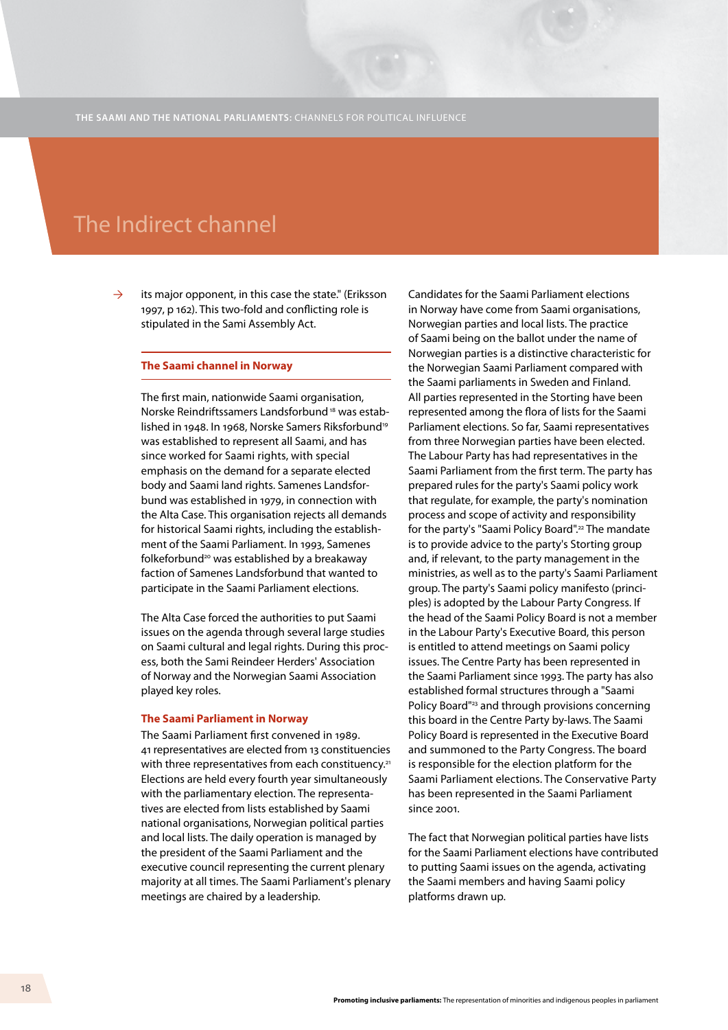## The Indirect channel

its major opponent, in this case the state." (Eriksson 1997, p 162). This two-fold and conflicting role is stipulated in the Sami Assembly Act.

### The Saami channel in Norway

The first main, nationwide Saami organisation, Norske Reindriftssamers Landsforbund[18] was established in 1948. In 1968, Norske Samers Riksforbund[19] was established to represent all Saami, and has since worked for Saami rights, with special emphasis on the demand for a separate elected body and Saami land rights. Samenes Landsforbund was established in 1979, in connection with the Alta Case. This organisation rejects all demands for historical Saami rights, including the establishment of the Saami Parliament. In 1993, Samenes folkeforbund[20] was established by a breakaway faction of Samenes Landsforbund that wanted to participate in the Saami Parliament elections.

The Alta Case forced the authorities to put Saami issues on the agenda through several large studies on Saami cultural and legal rights. During this process, both the Sami Reindeer Herders' Association of Norway and the Norwegian Saami Association played key roles.

### The Saami Parliament in Norway

The Saami Parliament first convened in 1989. 41 representatives are elected from 13 constituencies with three representatives from each constituency.[21] Elections are held every fourth year simultaneously with the parliamentary election. The representatives are elected from lists established by Saami national organisations, Norwegian political parties and local lists. The daily operation is managed by the president of the Saami Parliament and the executive council representing the current plenary majority at all times. The Saami Parliament's plenary meetings are chaired by a leadership.

Candidates for the Saami Parliament elections in Norway have come from Saami organisations, Norwegian parties and local lists. The practice of Saami being on the ballot under the name of Norwegian parties is a distinctive characteristic for the Norwegian Saami Parliament compared with the Saami parliaments in Sweden and Finland. All parties represented in the Storting have been represented among the flora of lists for the Saami Parliament elections. So far, Saami representatives from three Norwegian parties have been elected. The Labour Party has had representatives in the Saami Parliament from the first term. The party has prepared rules for the party's Saami policy work that regulate, for example, the party's nomination process and scope of activity and responsibility for the party's "Saami Policy Board".[22] The mandate is to provide advice to the party's Storting group and, if relevant, to the party management in the ministries, as well as to the party's Saami Parliament group. The party's Saami policy manifesto (principles) is adopted by the Labour Party Congress. If the head of the Saami Policy Board is not a member in the Labour Party's Executive Board, this person is entitled to attend meetings on Saami policy issues. The Centre Party has been represented in the Saami Parliament since 1993. The party has also established formal structures through a "Saami Policy Board"[23] and through provisions concerning this board in the Centre Party by-laws. The Saami Policy Board is represented in the Executive Board and summoned to the Party Congress. The board is responsible for the election platform for the Saami Parliament elections. The Conservative Party has been represented in the Saami Parliament since 2001.

The fact that Norwegian political parties have lists for the Saami Parliament elections have contributed to putting Saami issues on the agenda, activating the Saami members and having Saami policy platforms drawn up.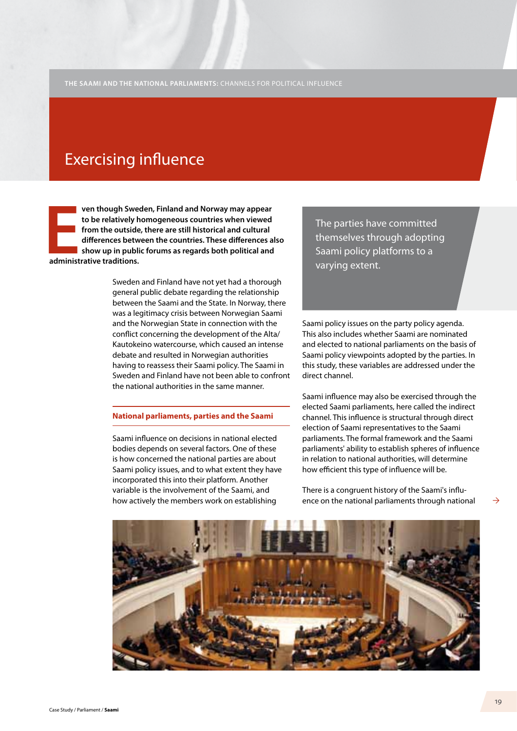# Exercising influence

**Even though Sweden, Finland and Norway may appear to be relatively homogeneous countries when viewed from the outside, there are still historical and cultural differences between the countries. These differences also show up in public forums as regards both political and administrative traditions.**

Sweden and Finland have not yet had a thorough general public debate regarding the relationship between the Saami and the State. In Norway, there was a legitimacy crisis between Norwegian Saami and the Norwegian State in connection with the conflict concerning the development of the Alta/Kautokeino watercourse, which caused an intense debate and resulted in Norwegian authorities having to reassess their Saami policy. The Saami in Sweden and Finland have not been able to confront the national authorities in the same manner.

## National parliaments, parties and the Saami

Saami influence on decisions in national elected bodies depends on several factors. One of these is how concerned the national parties are about Saami policy issues, and to what extent they have incorporated this into their platform. Another variable is the involvement of the Saami, and how actively the members work on establishing Saami policy issues on the party policy agenda. This also includes whether Saami are nominated and elected to national parliaments on the basis of Saami policy viewpoints adopted by the parties. In this study, these variables are addressed under the direct channel.

> The parties have committed themselves through adopting Saami policy platforms to a varying extent.

Saami influence may also be exercised through the elected Saami parliaments, here called the indirect channel. This influence is structural through direct election of Saami representatives to the Saami parliaments. The formal framework and the Saami parliaments' ability to establish spheres of influence in relation to national authorities, will determine how efficient this type of influence will be.

There is a congruent history of the Saami's influence on the national parliaments through national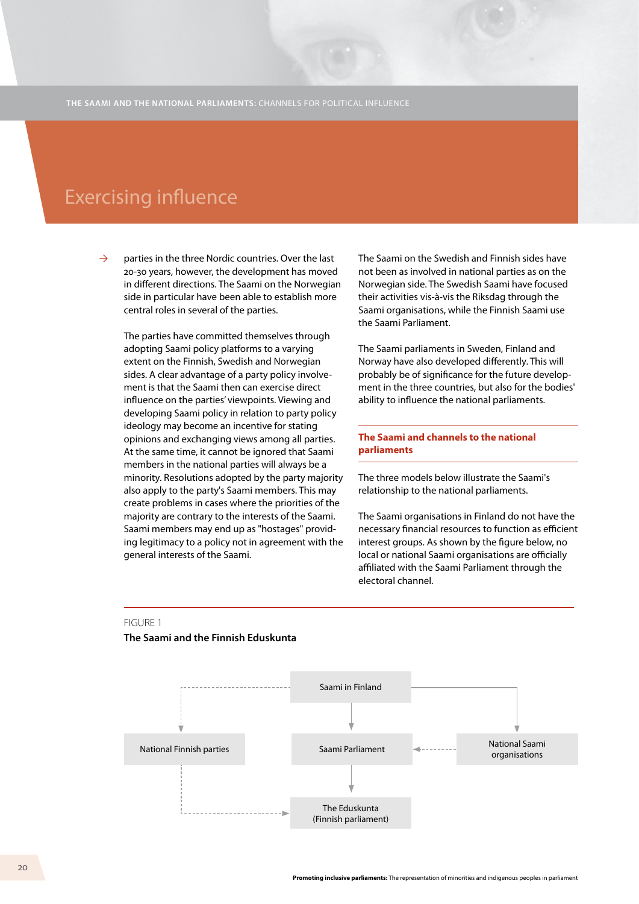# Exercising influence

parties in the three Nordic countries. Over the last 20-30 years, however, the development has moved in different directions. The Saami on the Norwegian side in particular have been able to establish more central roles in several of the parties.

The parties have committed themselves through adopting Saami policy platforms to a varying extent on the Finnish, Swedish and Norwegian sides. A clear advantage of a party policy involvement is that the Saami then can exercise direct influence on the parties' viewpoints. Viewing and developing Saami policy in relation to party policy ideology may become an incentive for stating opinions and exchanging views among all parties. At the same time, it cannot be ignored that Saami members in the national parties will always be a minority. Resolutions adopted by the party majority also apply to the party's Saami members. This may create problems in cases where the priorities of the majority are contrary to the interests of the Saami. Saami members may end up as "hostages" providing legitimacy to a policy not in agreement with the general interests of the Saami.

The Saami on the Swedish and Finnish sides have not been as involved in national parties as on the Norwegian side. The Swedish Saami have focused their activities vis-à-vis the Riksdag through the Saami organisations, while the Finnish Saami use the Saami Parliament.

The Saami parliaments in Sweden, Finland and Norway have also developed differently. This will probably be of significance for the future development in the three countries, but also for the bodies' ability to influence the national parliaments.

## The Saami and channels to the national parliaments

The three models below illustrate the Saami's relationship to the national parliaments.

The Saami organisations in Finland do not have the necessary financial resources to function as efficient interest groups. As shown by the figure below, no local or national Saami organisations are officially affiliated with the Saami Parliament through the electoral channel.

FIGURE 1

**The Saami and the Finnish Eduskunta**

Saami in Finland

National Finnish parties

Saami Parliament

National Saami organisations

The Eduskunta (Finnish parliament)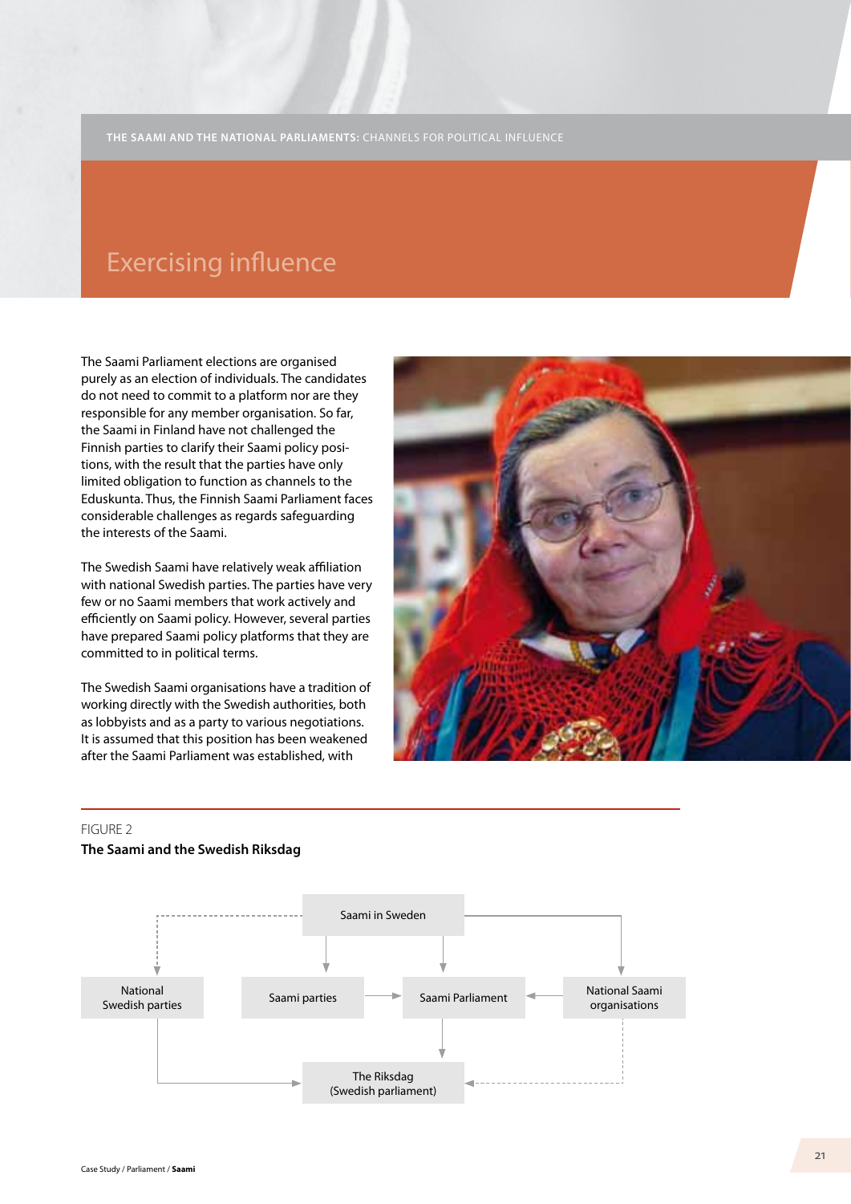# Exercising influence

The Saami Parliament elections are organised purely as an election of individuals. The candidates do not need to commit to a platform nor are they responsible for any member organisation. So far, the Saami in Finland have not challenged the Finnish parties to clarify their Saami policy positions, with the result that the parties have only limited obligation to function as channels to the Eduskunta. Thus, the Finnish Saami Parliament faces considerable challenges as regards safeguarding the interests of the Saami.

The Swedish Saami have relatively weak affiliation with national Swedish parties. The parties have very few or no Saami members that work actively and efficiently on Saami policy. However, several parties have prepared Saami policy platforms that they are committed to in political terms.

The Swedish Saami organisations have a tradition of working directly with the Swedish authorities, both as lobbyists and as a party to various negotiations. It is assumed that this position has been weakened after the Saami Parliament was established, with

FIGURE 2

**The Saami and the Swedish Riksdag**

- Saami in Sweden
- National Swedish parties
- Saami parties
- Saami Parliament
- National Saami organisations
- The Riksdag (Swedish parliament)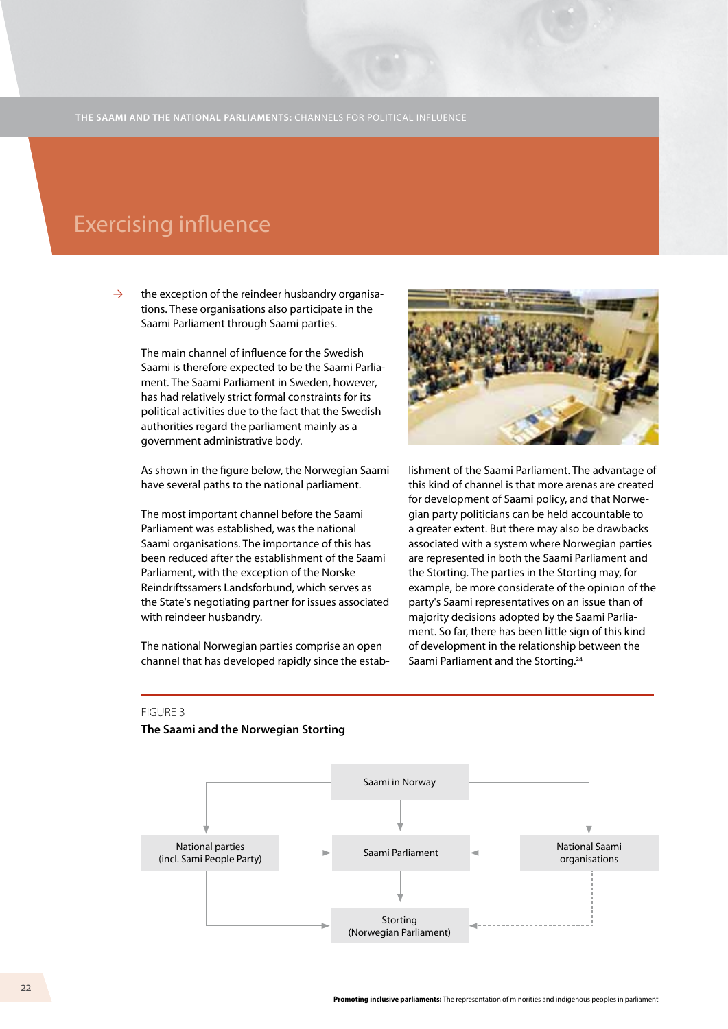# Exercising influence

the exception of the reindeer husbandry organisations. These organisations also participate in the Saami Parliament through Saami parties.

The main channel of influence for the Swedish Saami is therefore expected to be the Saami Parliament. The Saami Parliament in Sweden, however, has had relatively strict formal constraints for its political activities due to the fact that the Swedish authorities regard the parliament mainly as a government administrative body.

As shown in the figure below, the Norwegian Saami have several paths to the national parliament.

The most important channel before the Saami Parliament was established, was the national Saami organisations. The importance of this has been reduced after the establishment of the Saami Parliament, with the exception of the Norske Reindriftssamers Landsforbund, which serves as the State's negotiating partner for issues associated with reindeer husbandry.

The national Norwegian parties comprise an open channel that has developed rapidly since the establishment of the Saami Parliament. The advantage of this kind of channel is that more arenas are created for development of Saami policy, and that Norwegian party politicians can be held accountable to a greater extent. But there may also be drawbacks associated with a system where Norwegian parties are represented in both the Saami Parliament and the Storting. The parties in the Storting may, for example, be more considerate of the opinion of the party's Saami representatives on an issue than of majority decisions adopted by the Saami Parliament. So far, there has been little sign of this kind of development in the relationship between the Saami Parliament and the Storting.[24]

FIGURE 3

**The Saami and the Norwegian Storting**

Saami in Norway

National parties (incl. Sami People Party)

Saami Parliament

National Saami organisations

Storting (Norwegian Parliament)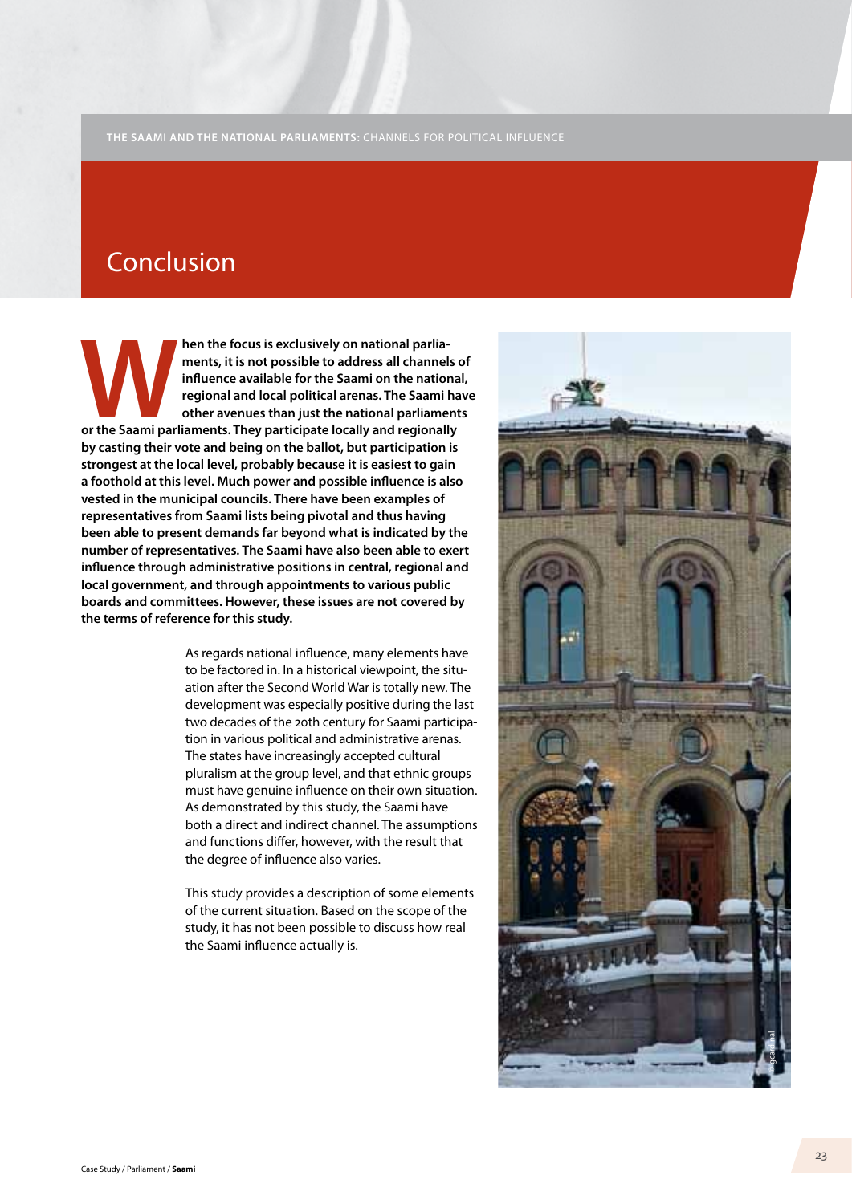# Conclusion

**When the focus is exclusively on national parliaments, it is not possible to address all channels of influence available for the Saami on the national, regional and local political arenas. The Saami have other avenues than just the national parliaments or the Saami parliaments. They participate locally and regionally by casting their vote and being on the ballot, but participation is strongest at the local level, probably because it is easiest to gain a foothold at this level. Much power and possible influence is also vested in the municipal councils. There have been examples of representatives from Saami lists being pivotal and thus having been able to present demands far beyond what is indicated by the number of representatives. The Saami have also been able to exert influence through administrative positions in central, regional and local government, and through appointments to various public boards and committees. However, these issues are not covered by the terms of reference for this study.**

As regards national influence, many elements have to be factored in. In a historical viewpoint, the situation after the Second World War is totally new. The development was especially positive during the last two decades of the 20th century for Saami participation in various political and administrative arenas. The states have increasingly accepted cultural pluralism at the group level, and that ethnic groups must have genuine influence on their own situation. As demonstrated by this study, the Saami have both a direct and indirect channel. The assumptions and functions differ, however, with the result that the degree of influence also varies.

This study provides a description of some elements of the current situation. Based on the scope of the study, it has not been possible to discuss how real the Saami influence actually is.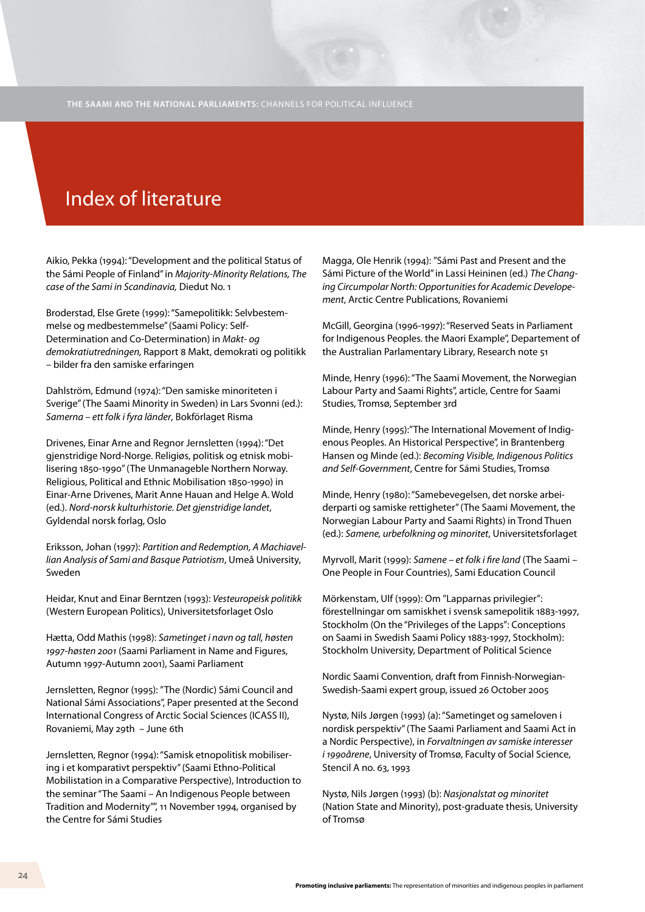# Index of literature

Aikio, Pekka (1994): "Development and the political Status of the Sámi People of Finland" in *Majority-Minority Relations, The case of the Sami in Scandinavia,* Diedut No. 1

Broderstad, Else Grete (1999): "Samepolitikk: Selvbestemmelse og medbestemmelse" (Saami Policy: Self-Determination and Co-Determination) in *Makt- og demokratiutredningen,* Rapport 8 Makt, demokrati og politikk – bilder fra den samiske erfaringen

Dahlström, Edmund (1974): "Den samiske minoriteten i Sverige" (The Saami Minority in Sweden) in Lars Svonni (ed.): *Samerna – ett folk i fyra länder*, Bokförlaget Risma

Drivenes, Einar Arne and Regnor Jernsletten (1994): "Det gjenstridige Nord-Norge. Religiøs, politisk og etnisk mobilisering 1850-1990" (The Unmanageble Northern Norway. Religious, Political and Ethnic Mobilisation 1850-1990) in Einar-Arne Drivenes, Marit Anne Hauan and Helge A. Wold (ed.). *Nord-norsk kulturhistorie. Det gjenstridige landet*, Gyldendal norsk forlag, Oslo

Eriksson, Johan (1997): *Partition and Redemption, A Machiavellian Analysis of Sami and Basque Patriotism*, Umeå University, Sweden

Heidar, Knut and Einar Berntzen (1993): *Vesteuropeisk politikk* (Western European Politics), Universitetsforlaget Oslo

Hætta, Odd Mathis (1998): *Sametinget i navn og tall, høsten 1997-høsten 2001* (Saami Parliament in Name and Figures, Autumn 1997-Autumn 2001), Saami Parliament

Jernsletten, Regnor (1995): "The (Nordic) Sámi Council and National Sámi Associations", Paper presented at the Second International Congress of Arctic Social Sciences (ICASS II), Rovaniemi, May 29th – June 6th

Jernsletten, Regnor (1994): "Samisk etnopolitisk mobilisering i et komparativt perspektiv" (Saami Ethno-Political Mobilistation in a Comparative Perspective), Introduction to the seminar "The Saami – An Indigenous People between Tradition and Modernity"", 11 November 1994, organised by the Centre for Sámi Studies

Magga, Ole Henrik (1994): "Sámi Past and Present and the Sámi Picture of the World" in Lassi Heininen (ed.) *The Changing Circumpolar North: Opportunities for Academic Developement*, Arctic Centre Publications, Rovaniemi

McGill, Georgina (1996-1997): "Reserved Seats in Parliament for Indigenous Peoples. the Maori Example", Departement of the Australian Parlamentary Library, Research note 51

Minde, Henry (1996): "The Saami Movement, the Norwegian Labour Party and Saami Rights", article, Centre for Saami Studies, Tromsø, September 3rd

Minde, Henry (1995): "The International Movement of Indigenous Peoples. An Historical Perspective", in Brantenberg Hansen og Minde (ed.): *Becoming Visible, Indigenous Politics and Self-Government*, Centre for Sámi Studies, Tromsø

Minde, Henry (1980): "Samebevegelsen, det norske arbeiderparti og samiske rettigheter" (The Saami Movement, the Norwegian Labour Party and Saami Rights) in Trond Thuen (ed.): *Samene, urbefolkning og minoritet*, Universitetsforlaget

Myrvoll, Marit (1999): *Samene – et folk i fire land* (The Saami – One People in Four Countries), Sami Education Council

Mörkenstam, Ulf (1999): Om "Lapparnas privilegier": föreställningar om samiskhet i svensk samepolitik 1883-1997, Stockholm (On the "Privileges of the Lapps": Conceptions on Saami in Swedish Saami Policy 1883-1997, Stockholm): Stockholm University, Department of Political Science

Nordic Saami Convention, draft from Finnish-Norwegian-Swedish-Saami expert group, issued 26 October 2005

Nystø, Nils Jørgen (1993) (a): "Sametinget og sameloven i nordisk perspektiv" (The Saami Parliament and Saami Act in a Nordic Perspective), in *Forvaltningen av samiske interesser i 1990årene*, University of Tromsø, Faculty of Social Science, Stencil A no. 63, 1993

Nystø, Nils Jørgen (1993) (b): *Nasjonalstat og minoritet* (Nation State and Minority), post-graduate thesis, University of Tromsø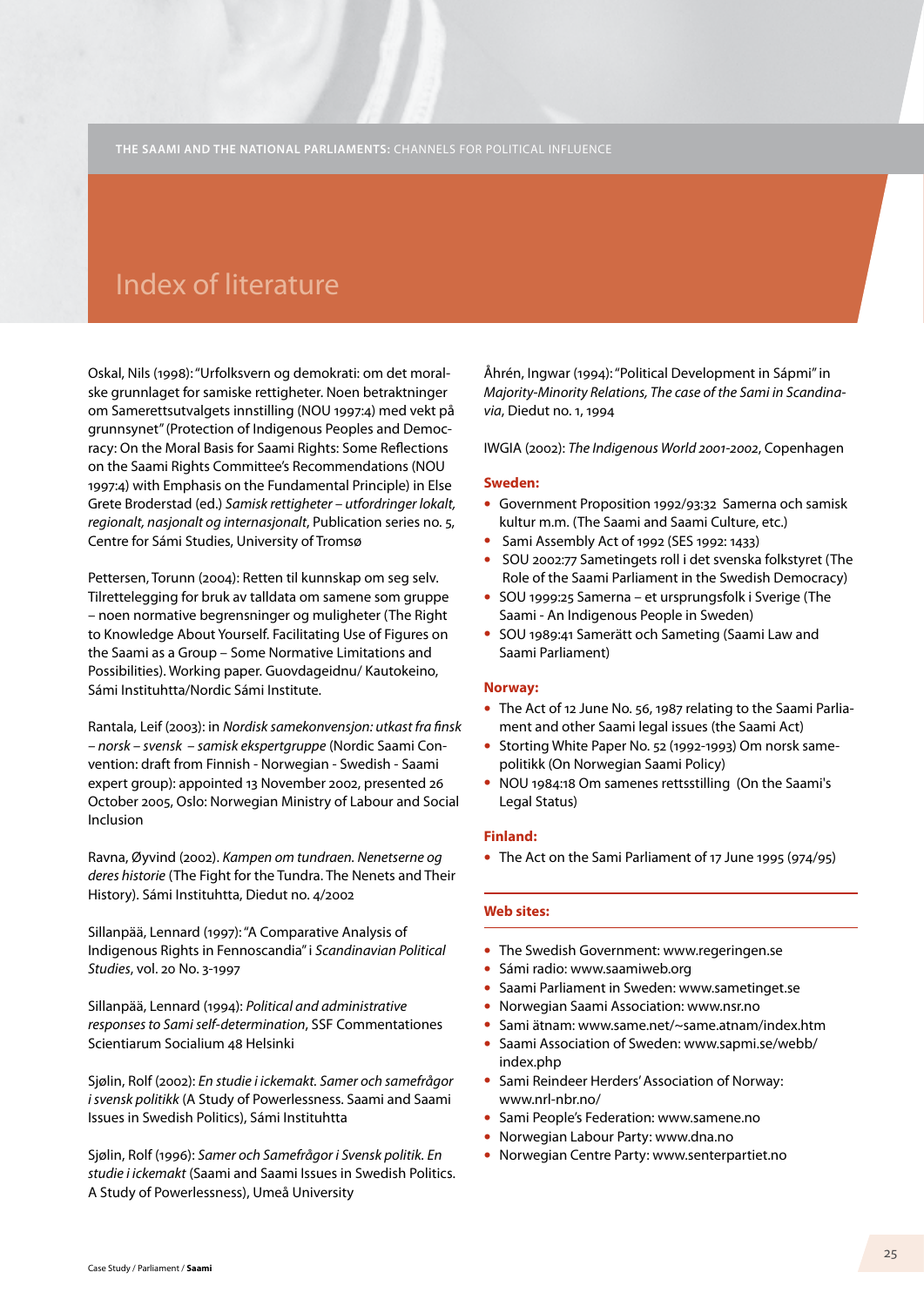# Index of literature

Oskal, Nils (1998): "Urfolksvern og demokrati: om det moralske grunnlaget for samiske rettigheter. Noen betraktninger om Samerettsutvalgets innstilling (NOU 1997:4) med vekt på grunnsynet" (Protection of Indigenous Peoples and Democracy: On the Moral Basis for Saami Rights: Some Reflections on the Saami Rights Committee's Recommendations (NOU 1997:4) with Emphasis on the Fundamental Principle) in Else Grete Broderstad (ed.) *Samisk rettigheter – utfordringer lokalt, regionalt, nasjonalt og internasjonalt*, Publication series no. 5, Centre for Sámi Studies, University of Tromsø

Pettersen, Torunn (2004): Retten til kunnskap om seg selv. Tilrettelegging for bruk av talldata om samene som gruppe – noen normative begrensninger og muligheter (The Right to Knowledge About Yourself. Facilitating Use of Figures on the Saami as a Group – Some Normative Limitations and Possibilities). Working paper. Guovdageidnu/ Kautokeino, Sámi Instituhtta/Nordic Sámi Institute.

Rantala, Leif (2003): in *Nordisk samekonvensjon: utkast fra finsk – norsk – svensk – samisk ekspertgruppe* (Nordic Saami Convention: draft from Finnish - Norwegian - Swedish - Saami expert group): appointed 13 November 2002, presented 26 October 2005, Oslo: Norwegian Ministry of Labour and Social Inclusion

Ravna, Øyvind (2002). *Kampen om tundraen. Nenetserne og deres historie* (The Fight for the Tundra. The Nenets and Their History). Sámi Instituhtta, Diedut no. 4/2002

Sillanpää, Lennard (1997): "A Comparative Analysis of Indigenous Rights in Fennoscandia" i *Scandinavian Political Studies*, vol. 20 No. 3-1997

Sillanpää, Lennard (1994): *Political and administrative responses to Sami self-determination*, SSF Commentationes Scientiarum Socialium 48 Helsinki

Sjølin, Rolf (2002): *En studie i ickemakt. Samer och samefrågor i svensk politikk* (A Study of Powerlessness. Saami and Saami Issues in Swedish Politics), Sámi Instituhtta

Sjølin, Rolf (1996): *Samer och Samefrågor i Svensk politik. En studie i ickemakt* (Saami and Saami Issues in Swedish Politics. A Study of Powerlessness), Umeå University

Åhrén, Ingwar (1994): "Political Development in Sápmi" in *Majority-Minority Relations, The case of the Sami in Scandinavia*, Diedut no. 1, 1994

IWGIA (2002): *The Indigenous World 2001-2002*, Copenhagen

## Sweden:

- Government Proposition 1992/93:32 Samerna och samisk kultur m.m. (The Saami and Saami Culture, etc.)
- Sami Assembly Act of 1992 (SES 1992: 1433)
- SOU 2002:77 Sametingets roll i det svenska folkstyret (The Role of the Saami Parliament in the Swedish Democracy)
- SOU 1999:25 Samerna – et ursprungsfolk i Sverige (The Saami - An Indigenous People in Sweden)
- SOU 1989:41 Samerätt och Sameting (Saami Law and Saami Parliament)

## Norway:

- The Act of 12 June No. 56, 1987 relating to the Saami Parliament and other Saami legal issues (the Saami Act)
- Storting White Paper No. 52 (1992-1993) Om norsk samepolitikk (On Norwegian Saami Policy)
- NOU 1984:18 Om samenes rettsstilling (On the Saami's Legal Status)

## Finland:

- The Act on the Sami Parliament of 17 June 1995 (974/95)

## Web sites:

- The Swedish Government: www.regeringen.se
- Sámi radio: www.saamiweb.org
- Saami Parliament in Sweden: www.sametinget.se
- Norwegian Saami Association: www.nsr.no
- Sami ätnam: www.same.net/~same.atnam/index.htm
- Saami Association of Sweden: www.sapmi.se/webb/index.php
- Sami Reindeer Herders' Association of Norway: www.nrl-nbr.no/
- Sami People's Federation: www.samene.no
- Norwegian Labour Party: www.dna.no
- Norwegian Centre Party: www.senterpartiet.no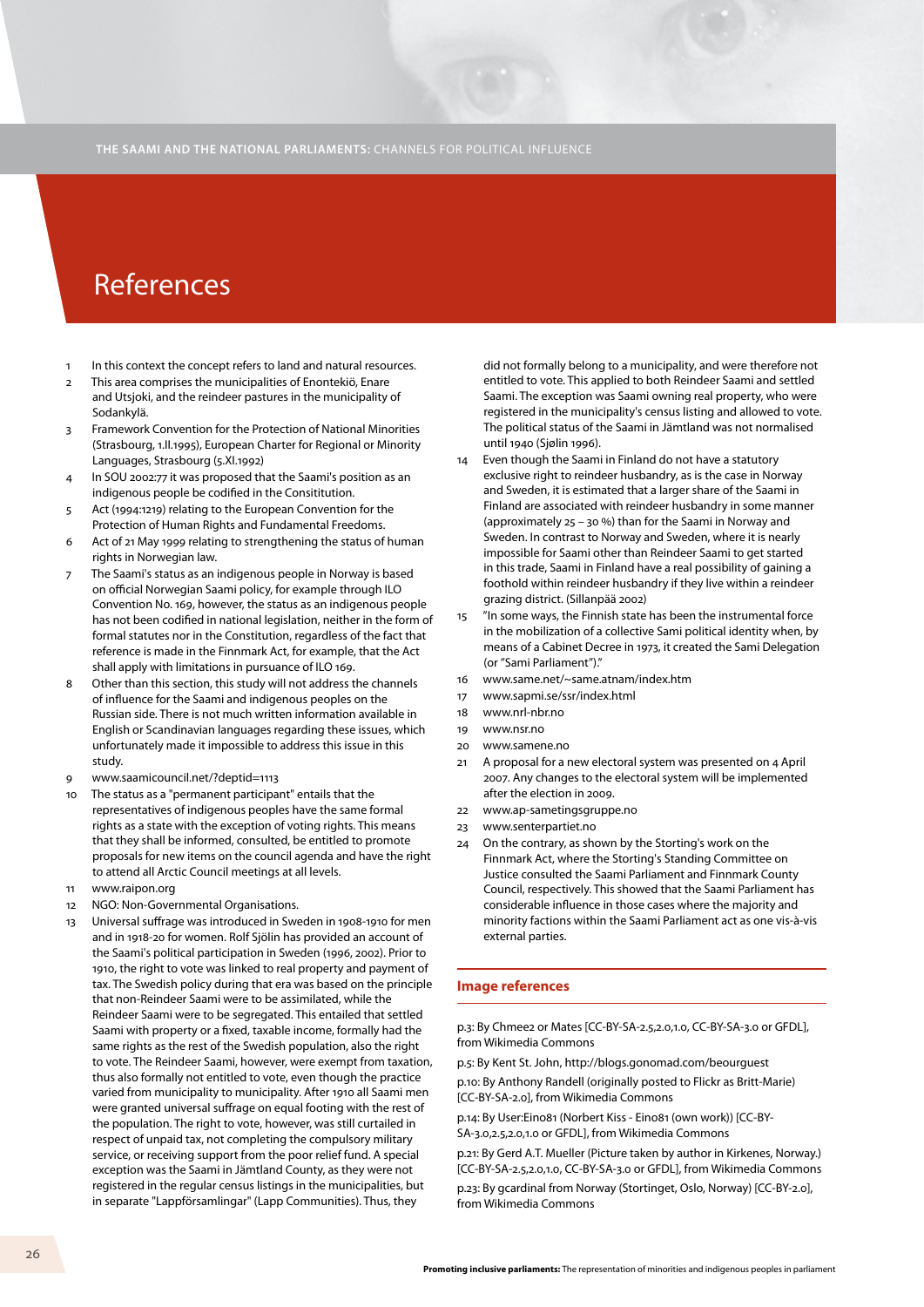# References

1. In this context the concept refers to land and natural resources.
2. This area comprises the municipalities of Enontekiö, Enare and Utsjoki, and the reindeer pastures in the municipality of Sodankylä.
3. Framework Convention for the Protection of National Minorities (Strasbourg, 1.II.1995), European Charter for Regional or Minority Languages, Strasbourg (5.XI.1992)
4. In SOU 2002:77 it was proposed that the Saami's position as an indigenous people be codified in the Consititution.
5. Act (1994:1219) relating to the European Convention for the Protection of Human Rights and Fundamental Freedoms.
6. Act of 21 May 1999 relating to strengthening the status of human rights in Norwegian law.
7. The Saami's status as an indigenous people in Norway is based on official Norwegian Saami policy, for example through ILO Convention No. 169, however, the status as an indigenous people has not been codified in national legislation, neither in the form of formal statutes nor in the Constitution, regardless of the fact that reference is made in the Finnmark Act, for example, that the Act shall apply with limitations in pursuance of ILO 169.
8. Other than this section, this study will not address the channels of influence for the Saami and indigenous peoples on the Russian side. There is not much written information available in English or Scandinavian languages regarding these issues, which unfortunately made it impossible to address this issue in this study.
9. www.saamicouncil.net/?deptid=1113
10. The status as a "permanent participant" entails that the representatives of indigenous peoples have the same formal rights as a state with the exception of voting rights. This means that they shall be informed, consulted, be entitled to promote proposals for new items on the council agenda and have the right to attend all Arctic Council meetings at all levels.
11. www.raipon.org
12. NGO: Non-Governmental Organisations.
13. Universal suffrage was introduced in Sweden in 1908-1910 for men and in 1918-20 for women. Rolf Sjölin has provided an account of the Saami's political participation in Sweden (1996, 2002). Prior to 1910, the right to vote was linked to real property and payment of tax. The Swedish policy during that era was based on the principle that non-Reindeer Saami were to be assimilated, while the Reindeer Saami were to be segregated. This entailed that settled Saami with property or a fixed, taxable income, formally had the same rights as the rest of the Swedish population, also the right to vote. The Reindeer Saami, however, were exempt from taxation, thus also formally not entitled to vote, even though the practice varied from municipality to municipality. After 1910 all Saami men were granted universal suffrage on equal footing with the rest of the population. The right to vote, however, was still curtailed in respect of unpaid tax, not completing the compulsory military service, or receiving support from the poor relief fund. A special exception was the Saami in Jämtland County, as they were not registered in the regular census listings in the municipalities, but in separate "Lappförsamlingar" (Lapp Communities). Thus, they did not formally belong to a municipality, and were therefore not entitled to vote. This applied to both Reindeer Saami and settled Saami. The exception was Saami owning real property, who were registered in the municipality's census listing and allowed to vote. The political status of the Saami in Jämtland was not normalised until 1940 (Sjølin 1996).
14. Even though the Saami in Finland do not have a statutory exclusive right to reindeer husbandry, as is the case in Norway and Sweden, it is estimated that a larger share of the Saami in Finland are associated with reindeer husbandry in some manner (approximately 25 – 30 %) than for the Saami in Norway and Sweden. In contrast to Norway and Sweden, where it is nearly impossible for Saami other than Reindeer Saami to get started in this trade, Saami in Finland have a real possibility of gaining a foothold within reindeer husbandry if they live within a reindeer grazing district. (Sillanpää 2002)
15. "In some ways, the Finnish state has been the instrumental force in the mobilization of a collective Sami political identity when, by means of a Cabinet Decree in 1973, it created the Sami Delegation (or "Sami Parliament")."
16. www.same.net/~same.atnam/index.htm
17. www.sapmi.se/ssr/index.html
18. www.nrl-nbr.no
19. www.nsr.no
20. www.samene.no
21. A proposal for a new electoral system was presented on 4 April 2007. Any changes to the electoral system will be implemented after the election in 2009.
22. www.ap-sametingsgruppe.no
23. www.senterpartiet.no
24. On the contrary, as shown by the Storting's work on the Finnmark Act, where the Storting's Standing Committee on Justice consulted the Saami Parliament and Finnmark County Council, respectively. This showed that the Saami Parliament has considerable influence in those cases where the majority and minority factions within the Saami Parliament act as one vis-à-vis external parties.

## Image references

p.3: By Chmee2 or Mates [CC-BY-SA-2.5,2.0,1.0, CC-BY-SA-3.0 or GFDL], from Wikimedia Commons

p.5: By Kent St. John, http://blogs.gonomad.com/beourguest

p.10: By Anthony Randell (originally posted to Flickr as Britt-Marie) [CC-BY-SA-2.0], from Wikimedia Commons

p.14: By User:Eino81 (Norbert Kiss - Eino81 (own work)) [CC-BY-SA-3.0,2.5,2.0,1.0 or GFDL], from Wikimedia Commons

p.21: By Gerd A.T. Mueller (Picture taken by author in Kirkenes, Norway.) [CC-BY-SA-2.5,2.0,1.0, CC-BY-SA-3.0 or GFDL], from Wikimedia Commons

p.23: By gcardinal from Norway (Stortinget, Oslo, Norway) [CC-BY-2.0], from Wikimedia Commons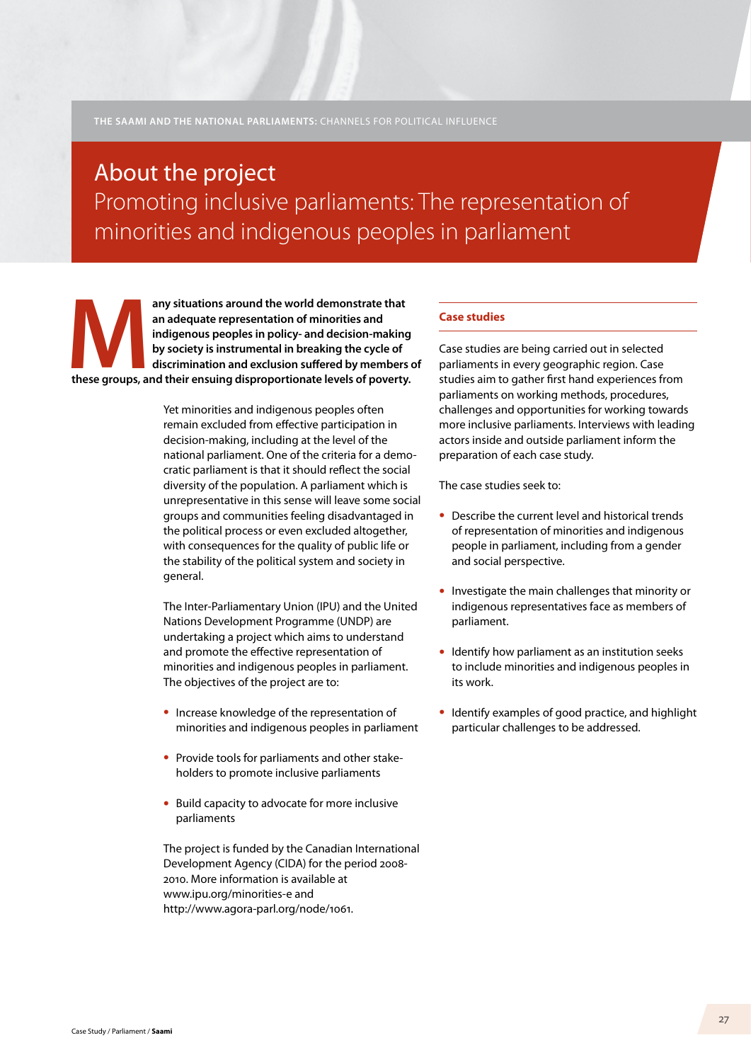# About the project

## Promoting inclusive parliaments: The representation of minorities and indigenous peoples in parliament

**Many situations around the world demonstrate that an adequate representation of minorities and indigenous peoples in policy- and decision-making by society is instrumental in breaking the cycle of discrimination and exclusion suffered by members of these groups, and their ensuing disproportionate levels of poverty.**

Yet minorities and indigenous peoples often remain excluded from effective participation in decision-making, including at the level of the national parliament. One of the criteria for a democratic parliament is that it should reflect the social diversity of the population. A parliament which is unrepresentative in this sense will leave some social groups and communities feeling disadvantaged in the political process or even excluded altogether, with consequences for the quality of public life or the stability of the political system and society in general.

The Inter-Parliamentary Union (IPU) and the United Nations Development Programme (UNDP) are undertaking a project which aims to understand and promote the effective representation of minorities and indigenous peoples in parliament. The objectives of the project are to:

- Increase knowledge of the representation of minorities and indigenous peoples in parliament
- Provide tools for parliaments and other stakeholders to promote inclusive parliaments
- Build capacity to advocate for more inclusive parliaments

The project is funded by the Canadian International Development Agency (CIDA) for the period 2008-2010. More information is available at www.ipu.org/minorities-e and http://www.agora-parl.org/node/1061.

### Case studies

Case studies are being carried out in selected parliaments in every geographic region. Case studies aim to gather first hand experiences from parliaments on working methods, procedures, challenges and opportunities for working towards more inclusive parliaments. Interviews with leading actors inside and outside parliament inform the preparation of each case study.

The case studies seek to:

- Describe the current level and historical trends of representation of minorities and indigenous people in parliament, including from a gender and social perspective.
- Investigate the main challenges that minority or indigenous representatives face as members of parliament.
- Identify how parliament as an institution seeks to include minorities and indigenous peoples in its work.
- Identify examples of good practice, and highlight particular challenges to be addressed.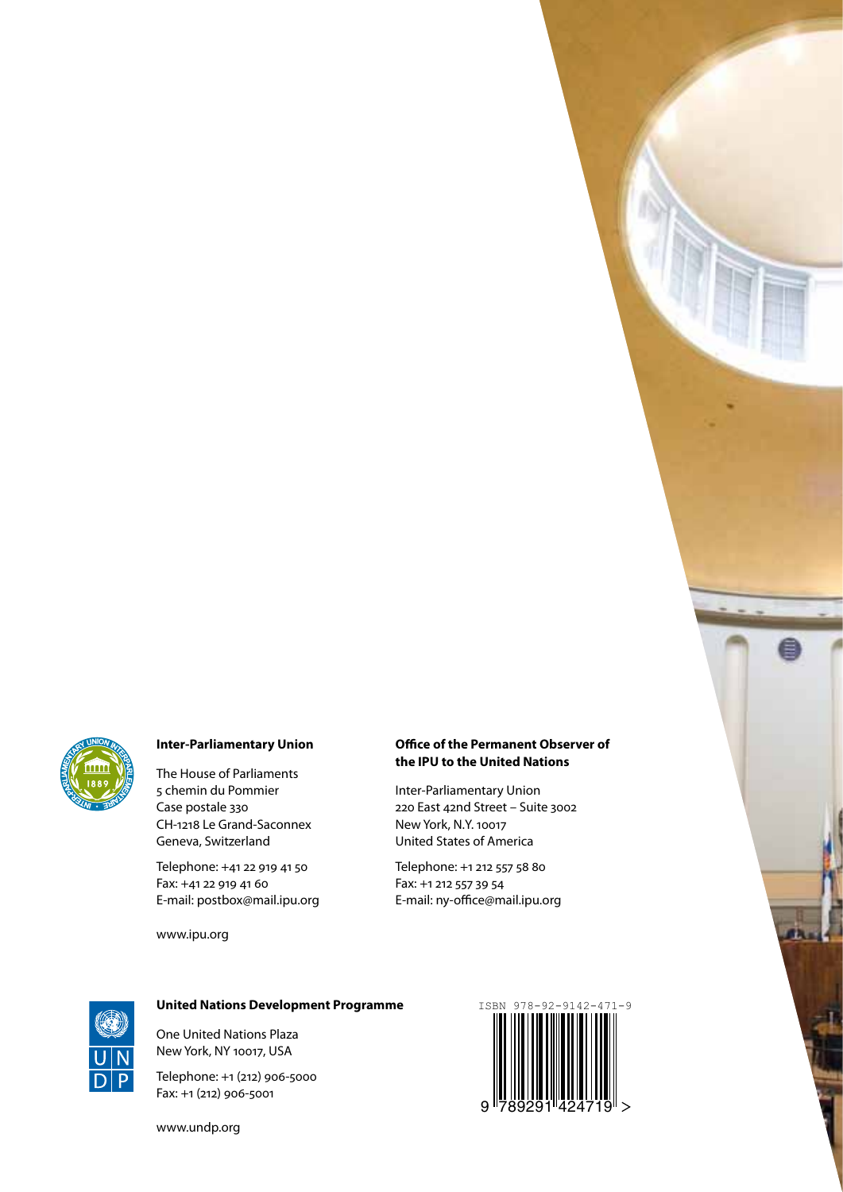**Inter-Parliamentary Union**

The House of Parliaments
5 chemin du Pommier
Case postale 330
CH-1218 Le Grand-Saconnex
Geneva, Switzerland

Telephone: +41 22 919 41 50
Fax: +41 22 919 41 60
E-mail: postbox@mail.ipu.org

www.ipu.org

**Office of the Permanent Observer of the IPU to the United Nations**

Inter-Parliamentary Union
220 East 42nd Street – Suite 3002
New York, N.Y. 10017
United States of America

Telephone: +1 212 557 58 80
Fax: +1 212 557 39 54
E-mail: ny-office@mail.ipu.org

**United Nations Development Programme**

One United Nations Plaza
New York, NY 10017, USA

Telephone: +1 (212) 906-5000
Fax: +1 (212) 906-5001

www.undp.org

ISBN 978-92-9142-471-9